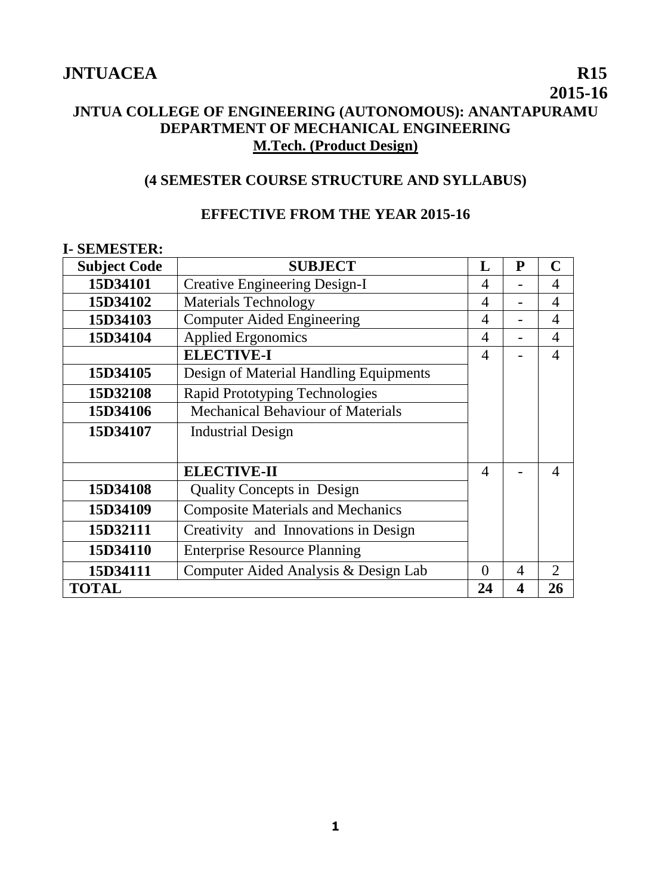**JNTUACEA** **R15**

**2015-16**

# JNTUA COLLEGE OF ENGINEERING (AUTONOMOUS): ANANTAPURAMU
## DEPARTMENT OF MECHANICAL ENGINEERING
## M.Tech. (Product Design)

### (4 SEMESTER COURSE STRUCTURE AND SYLLABUS)

### EFFECTIVE FROM THE YEAR 2015-16

**I- SEMESTER:**

| Subject Code | SUBJECT | L | P | C |
|---|---|---|---|---|
| **15D34101** | Creative Engineering Design-I | 4 | - | 4 |
| **15D34102** | Materials Technology | 4 | - | 4 |
| **15D34103** | Computer Aided Engineering | 4 | - | 4 |
| **15D34104** | Applied Ergonomics | 4 | - | 4 |
| | **ELECTIVE-I** | 4 | - | 4 |
| **15D34105** | Design of Material Handling Equipments | | | |
| **15D32108** | Rapid Prototyping Technologies | | | |
| **15D34106** | Mechanical Behaviour of Materials | | | |
| **15D34107** | Industrial Design | | | |
| | **ELECTIVE-II** | 4 | - | 4 |
| **15D34108** | Quality Concepts in Design | | | |
| **15D34109** | Composite Materials and Mechanics | | | |
| **15D32111** | Creativity and Innovations in Design | | | |
| **15D34110** | Enterprise Resource Planning | | | |
| **15D34111** | Computer Aided Analysis & Design Lab | 0 | 4 | 2 |
| **TOTAL** | | **24** | **4** | **26** |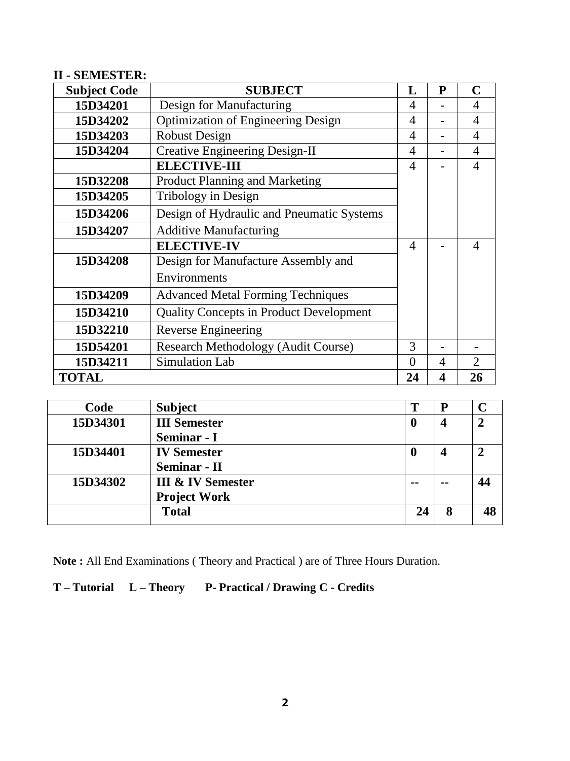**II - SEMESTER:**

| Subject Code | SUBJECT | L | P | C |
|---|---|---|---|---|
| **15D34201** | Design for Manufacturing | 4 | - | 4 |
| **15D34202** | Optimization of Engineering Design | 4 | - | 4 |
| **15D34203** | Robust Design | 4 | - | 4 |
| **15D34204** | Creative Engineering Design-II | 4 | - | 4 |
| | **ELECTIVE-III** | 4 | - | 4 |
| **15D32208** | Product Planning and Marketing | | | |
| **15D34205** | Tribology in Design | | | |
| **15D34206** | Design of Hydraulic and Pneumatic Systems | | | |
| **15D34207** | Additive Manufacturing | | | |
| | **ELECTIVE-IV** | 4 | - | 4 |
| **15D34208** | Design for Manufacture Assembly and Environments | | | |
| **15D34209** | Advanced Metal Forming Techniques | | | |
| **15D34210** | Quality Concepts in Product Development | | | |
| **15D32210** | Reverse Engineering | | | |
| **15D54201** | Research Methodology (Audit Course) | 3 | - | - |
| **15D34211** | Simulation Lab | 0 | 4 | 2 |
| **TOTAL** | | **24** | **4** | **26** |

| Code | Subject | T | P | C |
|---|---|---|---|---|
| **15D34301** | **III Semester Seminar - I** | **0** | **4** | **2** |
| **15D34401** | **IV Semester Seminar - II** | **0** | **4** | **2** |
| **15D34302** | **III & IV Semester Project Work** | **--** | **--** | **44** |
| | **Total** | **24** | **8** | **48** |

**Note :** All End Examinations ( Theory and Practical ) are of Three Hours Duration.

**T – Tutorial L – Theory P- Practical / Drawing C - Credits**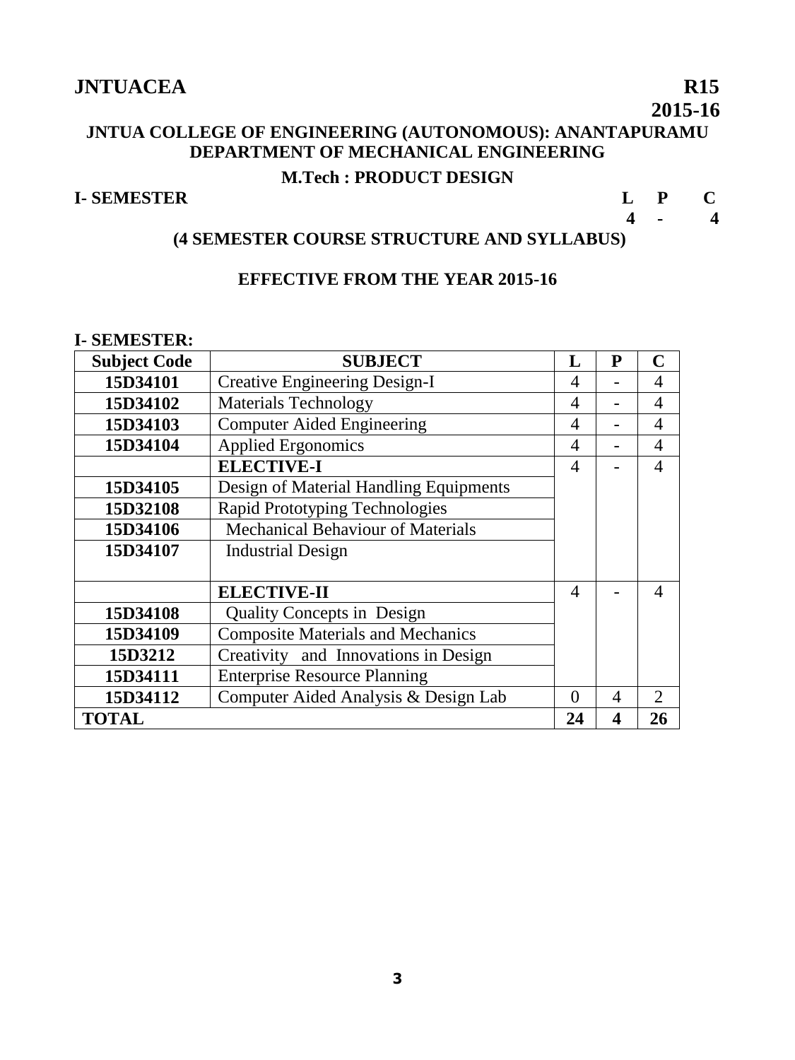**JNTUACEA** **R15**

**2015-16**

**JNTUA COLLEGE OF ENGINEERING (AUTONOMOUS): ANANTAPURAMU**
**DEPARTMENT OF MECHANICAL ENGINEERING**

**M.Tech : PRODUCT DESIGN**

**I- SEMESTER** **L P C**
**4 - 4**

**(4 SEMESTER COURSE STRUCTURE AND SYLLABUS)**

**EFFECTIVE FROM THE YEAR 2015-16**

**I- SEMESTER:**

| Subject Code | SUBJECT | L | P | C |
|---|---|---|---|---|
| 15D34101 | Creative Engineering Design-I | 4 | - | 4 |
| 15D34102 | Materials Technology | 4 | - | 4 |
| 15D34103 | Computer Aided Engineering | 4 | - | 4 |
| 15D34104 | Applied Ergonomics | 4 | - | 4 |
| | **ELECTIVE-I** | 4 | - | 4 |
| 15D34105 | Design of Material Handling Equipments | | | |
| 15D32108 | Rapid Prototyping Technologies | | | |
| 15D34106 | Mechanical Behaviour of Materials | | | |
| 15D34107 | Industrial Design | | | |
| | **ELECTIVE-II** | 4 | - | 4 |
| 15D34108 | Quality Concepts in Design | | | |
| 15D34109 | Composite Materials and Mechanics | | | |
| 15D3212 | Creativity and Innovations in Design | | | |
| 15D34111 | Enterprise Resource Planning | | | |
| 15D34112 | Computer Aided Analysis & Design Lab | 0 | 4 | 2 |
| **TOTAL** | | **24** | **4** | **26** |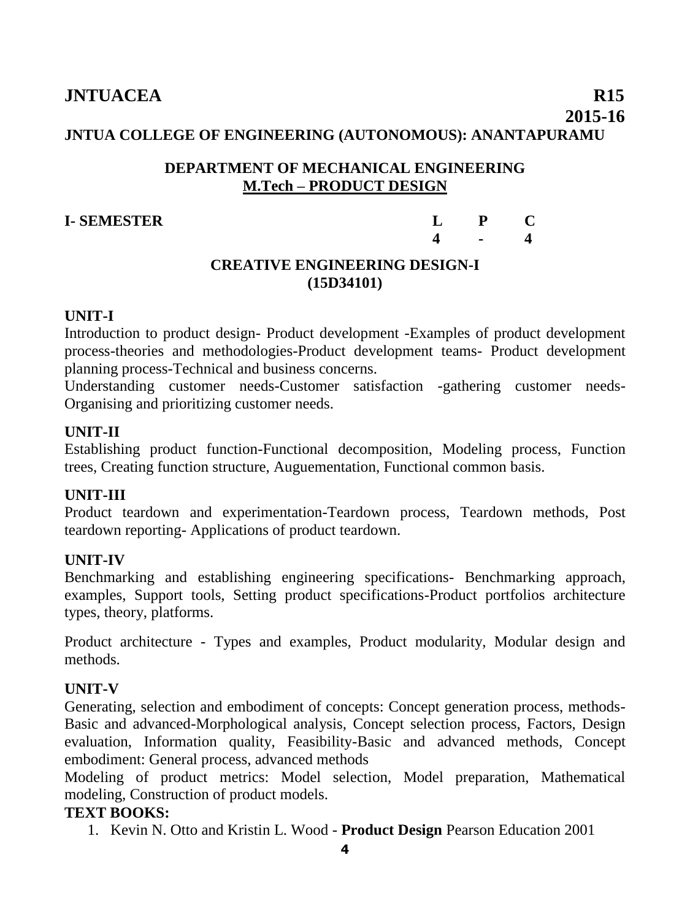**JNTUACEA** **R15**

**2015-16**

**JNTUA COLLEGE OF ENGINEERING (AUTONOMOUS): ANANTAPURAMU**

## DEPARTMENT OF MECHANICAL ENGINEERING

## M.Tech – PRODUCT DESIGN

| I- SEMESTER | L | P | C |
|---|---|---|---|
| | 4 | - | 4 |

## CREATIVE ENGINEERING DESIGN-I
## (15D34101)

**UNIT-I**

Introduction to product design- Product development -Examples of product development process-theories and methodologies-Product development teams- Product development planning process-Technical and business concerns.

Understanding customer needs-Customer satisfaction -gathering customer needs-Organising and prioritizing customer needs.

**UNIT-II**

Establishing product function-Functional decomposition, Modeling process, Function trees, Creating function structure, Auguementation, Functional common basis.

**UNIT-III**

Product teardown and experimentation-Teardown process, Teardown methods, Post teardown reporting- Applications of product teardown.

**UNIT-IV**

Benchmarking and establishing engineering specifications- Benchmarking approach, examples, Support tools, Setting product specifications-Product portfolios architecture types, theory, platforms.

Product architecture - Types and examples, Product modularity, Modular design and methods.

**UNIT-V**

Generating, selection and embodiment of concepts: Concept generation process, methods-Basic and advanced-Morphological analysis, Concept selection process, Factors, Design evaluation, Information quality, Feasibility-Basic and advanced methods, Concept embodiment: General process, advanced methods

Modeling of product metrics: Model selection, Model preparation, Mathematical modeling, Construction of product models.

**TEXT BOOKS:**

1. Kevin N. Otto and Kristin L. Wood - **Product Design** Pearson Education 2001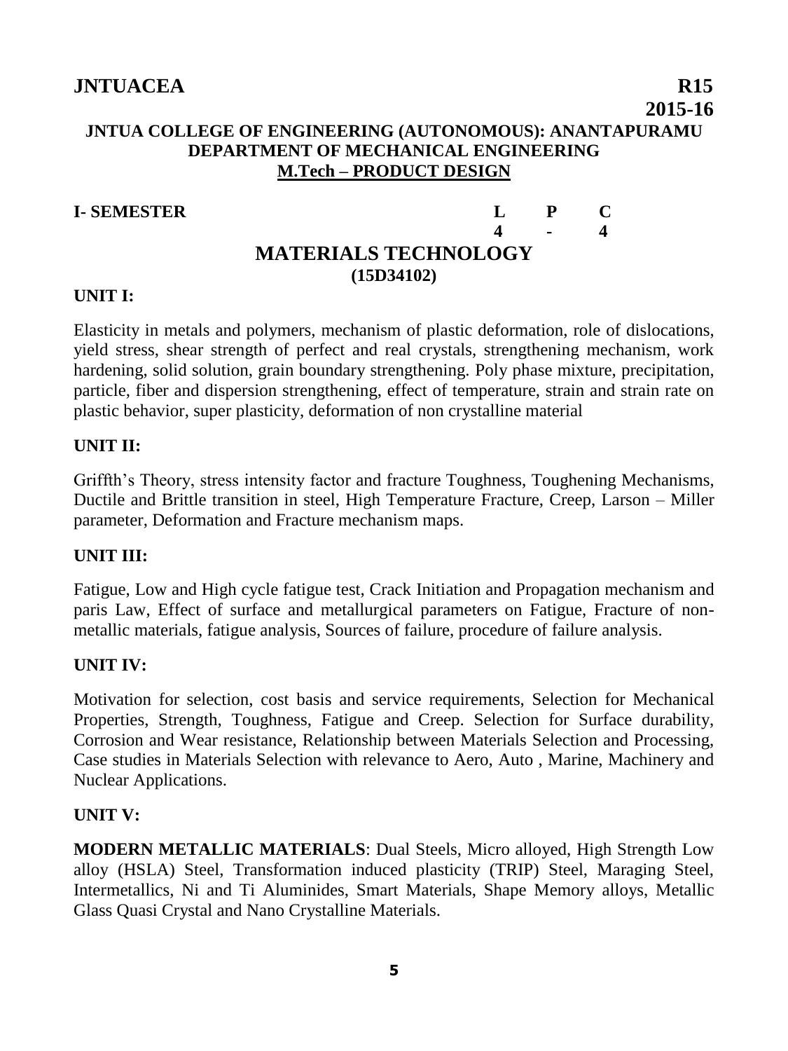**JNTUACEA** **R15**

**2015-16**

**JNTUA COLLEGE OF ENGINEERING (AUTONOMOUS): ANANTAPURAMU**
**DEPARTMENT OF MECHANICAL ENGINEERING**
**M.Tech – PRODUCT DESIGN**

| I- SEMESTER | L | P | C |
|---|---|---|---|
| | 4 | - | 4 |

# MATERIALS TECHNOLOGY
**(15D34102)**

**UNIT I:**

Elasticity in metals and polymers, mechanism of plastic deformation, role of dislocations, yield stress, shear strength of perfect and real crystals, strengthening mechanism, work hardening, solid solution, grain boundary strengthening. Poly phase mixture, precipitation, particle, fiber and dispersion strengthening, effect of temperature, strain and strain rate on plastic behavior, super plasticity, deformation of non crystalline material

**UNIT II:**

Griffth's Theory, stress intensity factor and fracture Toughness, Toughening Mechanisms, Ductile and Brittle transition in steel, High Temperature Fracture, Creep, Larson – Miller parameter, Deformation and Fracture mechanism maps.

**UNIT III:**

Fatigue, Low and High cycle fatigue test, Crack Initiation and Propagation mechanism and paris Law, Effect of surface and metallurgical parameters on Fatigue, Fracture of non-metallic materials, fatigue analysis, Sources of failure, procedure of failure analysis.

**UNIT IV:**

Motivation for selection, cost basis and service requirements, Selection for Mechanical Properties, Strength, Toughness, Fatigue and Creep. Selection for Surface durability, Corrosion and Wear resistance, Relationship between Materials Selection and Processing, Case studies in Materials Selection with relevance to Aero, Auto , Marine, Machinery and Nuclear Applications.

**UNIT V:**

**MODERN METALLIC MATERIALS**: Dual Steels, Micro alloyed, High Strength Low alloy (HSLA) Steel, Transformation induced plasticity (TRIP) Steel, Maraging Steel, Intermetallics, Ni and Ti Aluminides, Smart Materials, Shape Memory alloys, Metallic Glass Quasi Crystal and Nano Crystalline Materials.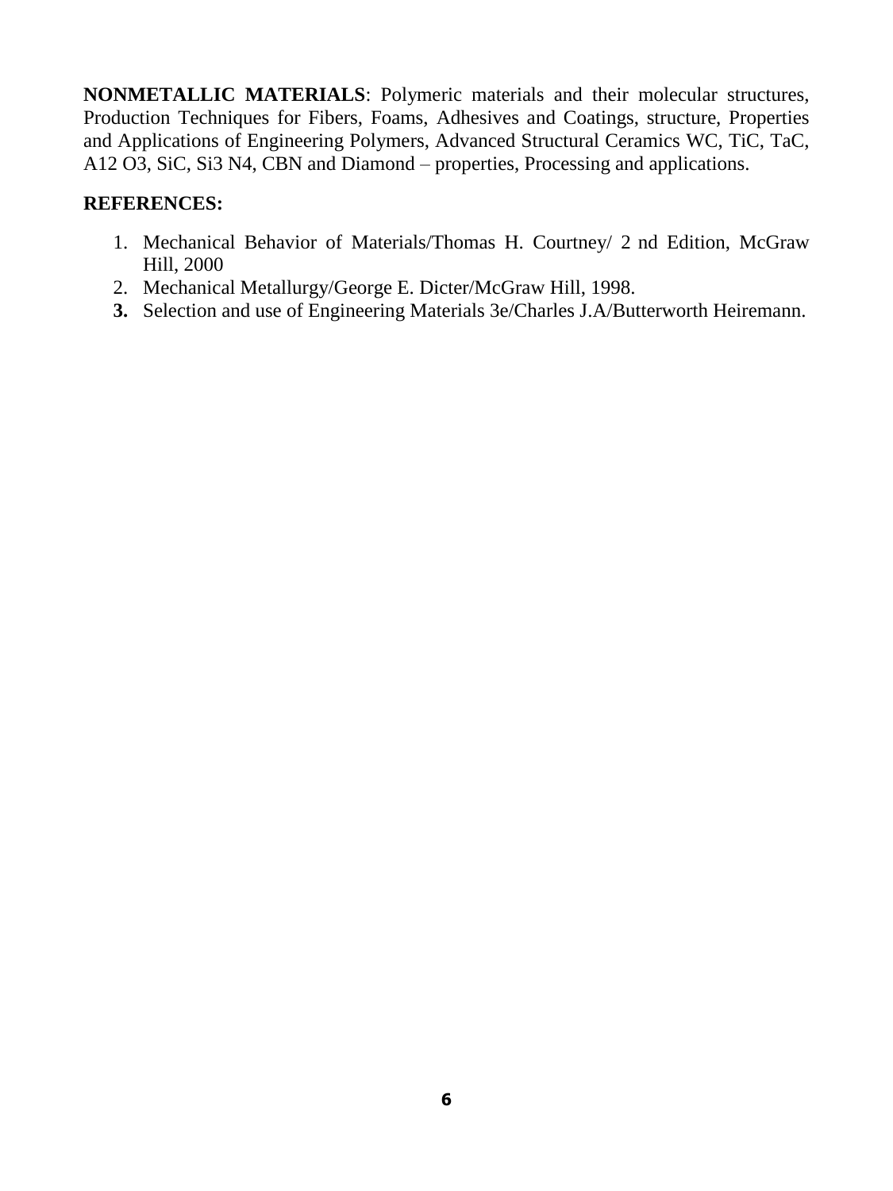**NONMETALLIC MATERIALS**: Polymeric materials and their molecular structures, Production Techniques for Fibers, Foams, Adhesives and Coatings, structure, Properties and Applications of Engineering Polymers, Advanced Structural Ceramics WC, TiC, TaC, A12 O3, SiC, Si3 N4, CBN and Diamond – properties, Processing and applications.

**REFERENCES:**

1. Mechanical Behavior of Materials/Thomas H. Courtney/ 2 nd Edition, McGraw Hill, 2000
2. Mechanical Metallurgy/George E. Dicter/McGraw Hill, 1998.
3. Selection and use of Engineering Materials 3e/Charles J.A/Butterworth Heiremann.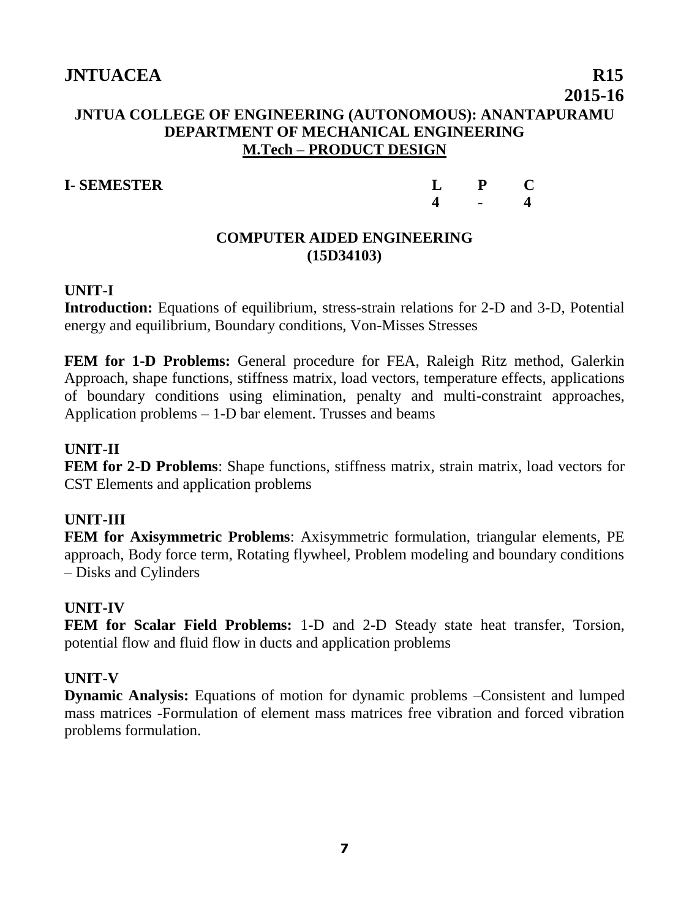**JNTUACEA** **R15**

**2015-16**

**JNTUA COLLEGE OF ENGINEERING (AUTONOMOUS): ANANTAPURAMU**
**DEPARTMENT OF MECHANICAL ENGINEERING**
**M.Tech – PRODUCT DESIGN**

| I- SEMESTER | L | P | C |
|---|---|---|---|
| | 4 | - | 4 |

## COMPUTER AIDED ENGINEERING
## (15D34103)

### UNIT-I

**Introduction:** Equations of equilibrium, stress-strain relations for 2-D and 3-D, Potential energy and equilibrium, Boundary conditions, Von-Misses Stresses

**FEM for 1-D Problems:** General procedure for FEA, Raleigh Ritz method, Galerkin Approach, shape functions, stiffness matrix, load vectors, temperature effects, applications of boundary conditions using elimination, penalty and multi-constraint approaches, Application problems – 1-D bar element. Trusses and beams

### UNIT-II

**FEM for 2-D Problems**: Shape functions, stiffness matrix, strain matrix, load vectors for CST Elements and application problems

### UNIT-III

**FEM for Axisymmetric Problems**: Axisymmetric formulation, triangular elements, PE approach, Body force term, Rotating flywheel, Problem modeling and boundary conditions – Disks and Cylinders

### UNIT-IV

**FEM for Scalar Field Problems:** 1-D and 2-D Steady state heat transfer, Torsion, potential flow and fluid flow in ducts and application problems

### UNIT-V

**Dynamic Analysis:** Equations of motion for dynamic problems –Consistent and lumped mass matrices -Formulation of element mass matrices free vibration and forced vibration problems formulation.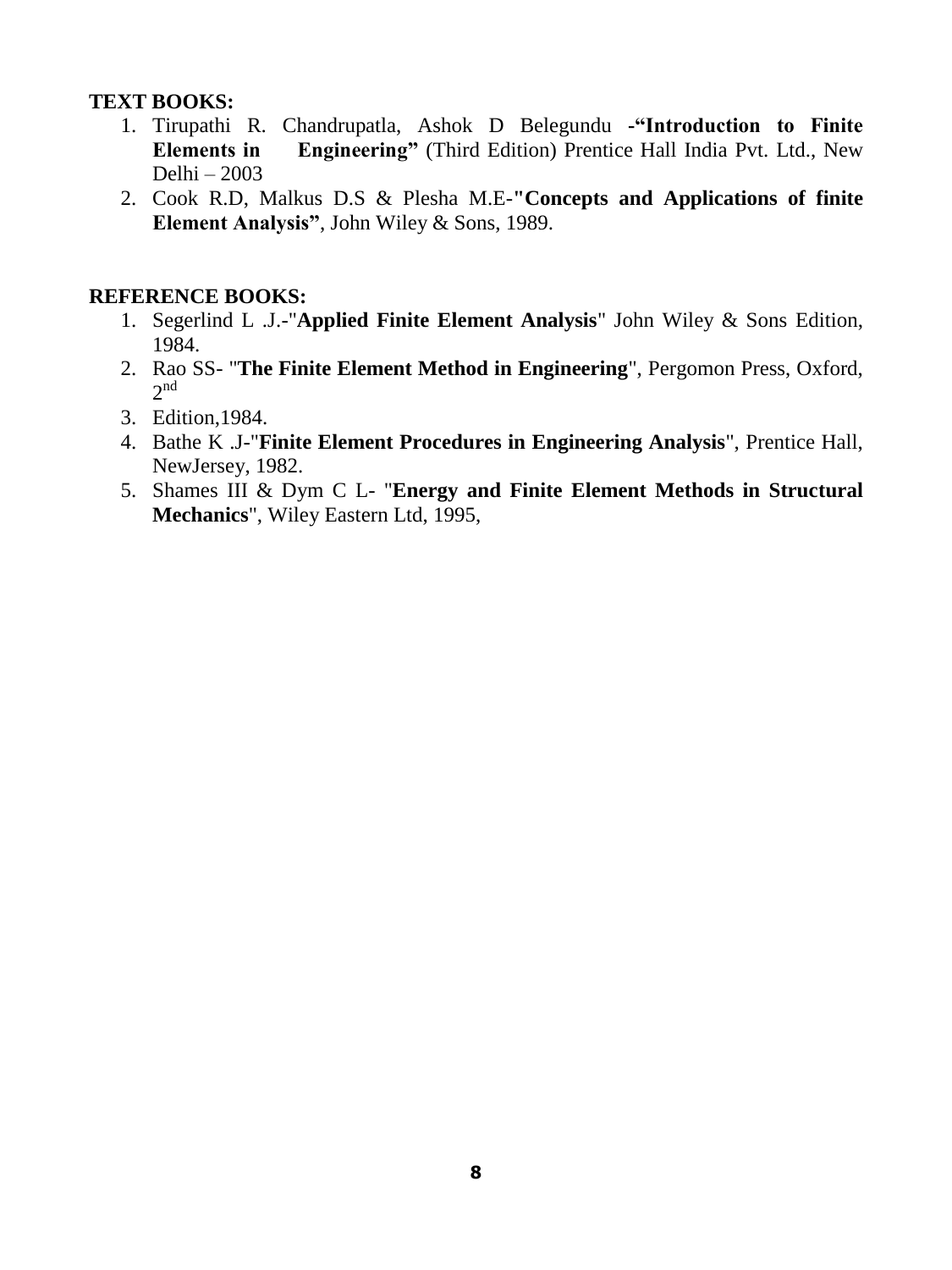**TEXT BOOKS:**

1. Tirupathi R. Chandrupatla, Ashok D Belegundu -**"Introduction to Finite Elements in Engineering"** (Third Edition) Prentice Hall India Pvt. Ltd., New Delhi – 2003
2. Cook R.D, Malkus D.S & Plesha M.E-**"Concepts and Applications of finite Element Analysis"**, John Wiley & Sons, 1989.

**REFERENCE BOOKS:**

1. Segerlind L .J.-"**Applied Finite Element Analysis**" John Wiley & Sons Edition, 1984.
2. Rao SS- "**The Finite Element Method in Engineering**", Pergomon Press, Oxford, 2nd
3. Edition,1984.
4. Bathe K .J-"**Finite Element Procedures in Engineering Analysis**", Prentice Hall, NewJersey, 1982.
5. Shames III & Dym C L- "**Energy and Finite Element Methods in Structural Mechanics**", Wiley Eastern Ltd, 1995,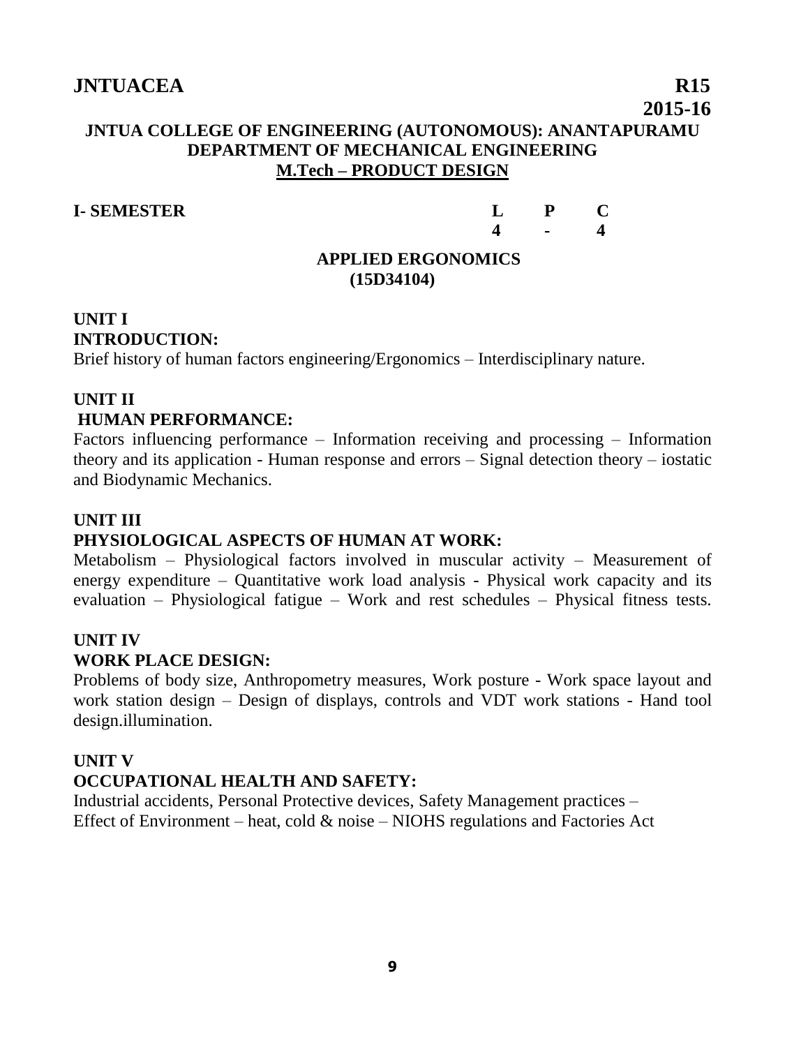**JNTUACEA** **R15**

**2015-16**

**JNTUA COLLEGE OF ENGINEERING (AUTONOMOUS): ANANTAPURAMU**
**DEPARTMENT OF MECHANICAL ENGINEERING**
**M.Tech – PRODUCT DESIGN**

| **I- SEMESTER** | **L** | **P** | **C** |
|---|---|---|---|
| | **4** | **-** | **4** |

## APPLIED ERGONOMICS
**(15D34104)**

### UNIT I
**INTRODUCTION:**

Brief history of human factors engineering/Ergonomics – Interdisciplinary nature.

### UNIT II
**HUMAN PERFORMANCE:**

Factors influencing performance – Information receiving and processing – Information theory and its application - Human response and errors – Signal detection theory – iostatic and Biodynamic Mechanics.

### UNIT III
**PHYSIOLOGICAL ASPECTS OF HUMAN AT WORK:**

Metabolism – Physiological factors involved in muscular activity – Measurement of energy expenditure – Quantitative work load analysis - Physical work capacity and its evaluation – Physiological fatigue – Work and rest schedules – Physical fitness tests.

### UNIT IV
**WORK PLACE DESIGN:**

Problems of body size, Anthropometry measures, Work posture - Work space layout and work station design – Design of displays, controls and VDT work stations - Hand tool design.illumination.

### UNIT V
**OCCUPATIONAL HEALTH AND SAFETY:**

Industrial accidents, Personal Protective devices, Safety Management practices –
Effect of Environment – heat, cold & noise – NIOHS regulations and Factories Act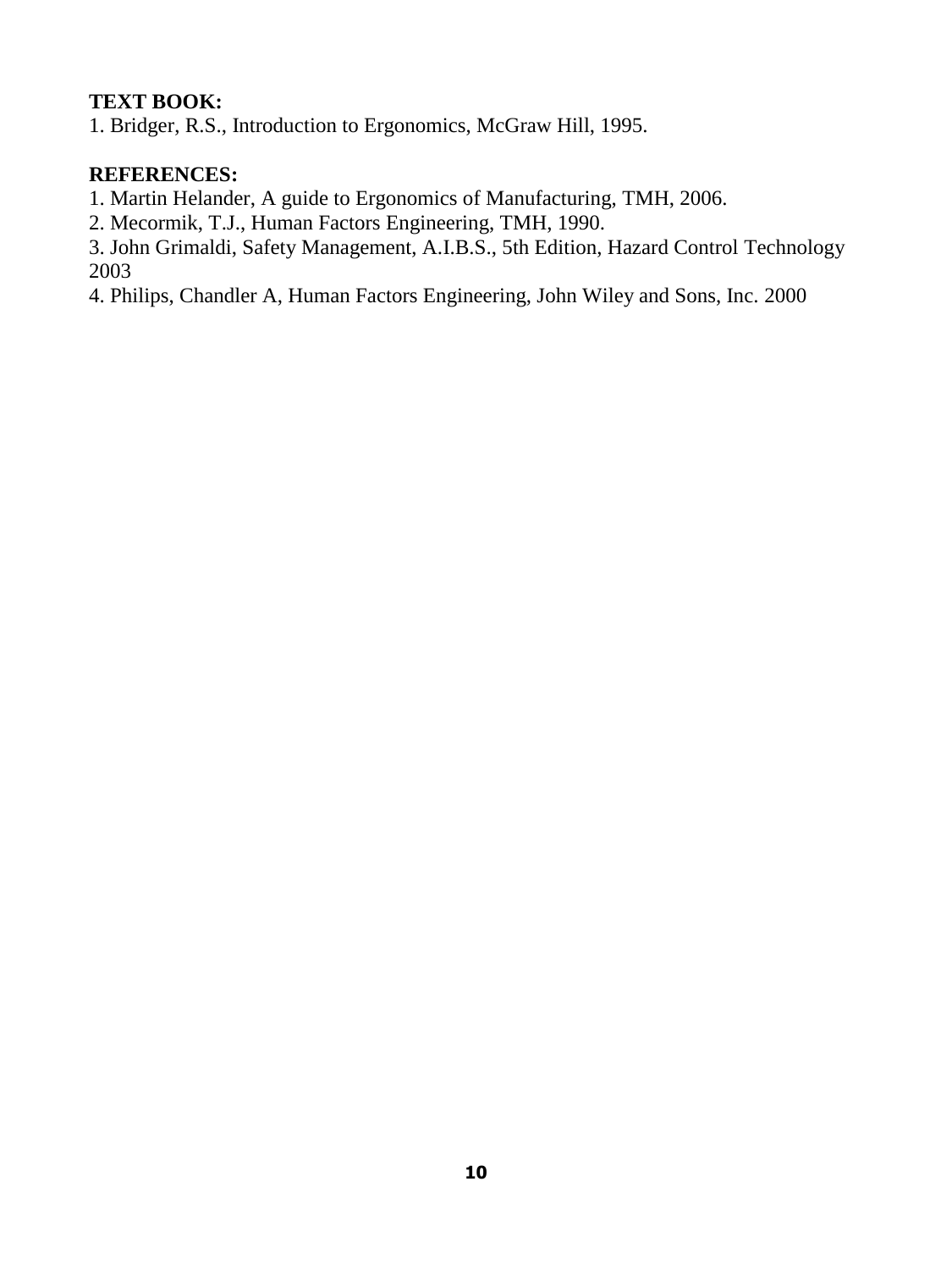**TEXT BOOK:**

1. Bridger, R.S., Introduction to Ergonomics, McGraw Hill, 1995.

**REFERENCES:**

1. Martin Helander, A guide to Ergonomics of Manufacturing, TMH, 2006.
2. Mecormik, T.J., Human Factors Engineering, TMH, 1990.
3. John Grimaldi, Safety Management, A.I.B.S., 5th Edition, Hazard Control Technology 2003
4. Philips, Chandler A, Human Factors Engineering, John Wiley and Sons, Inc. 2000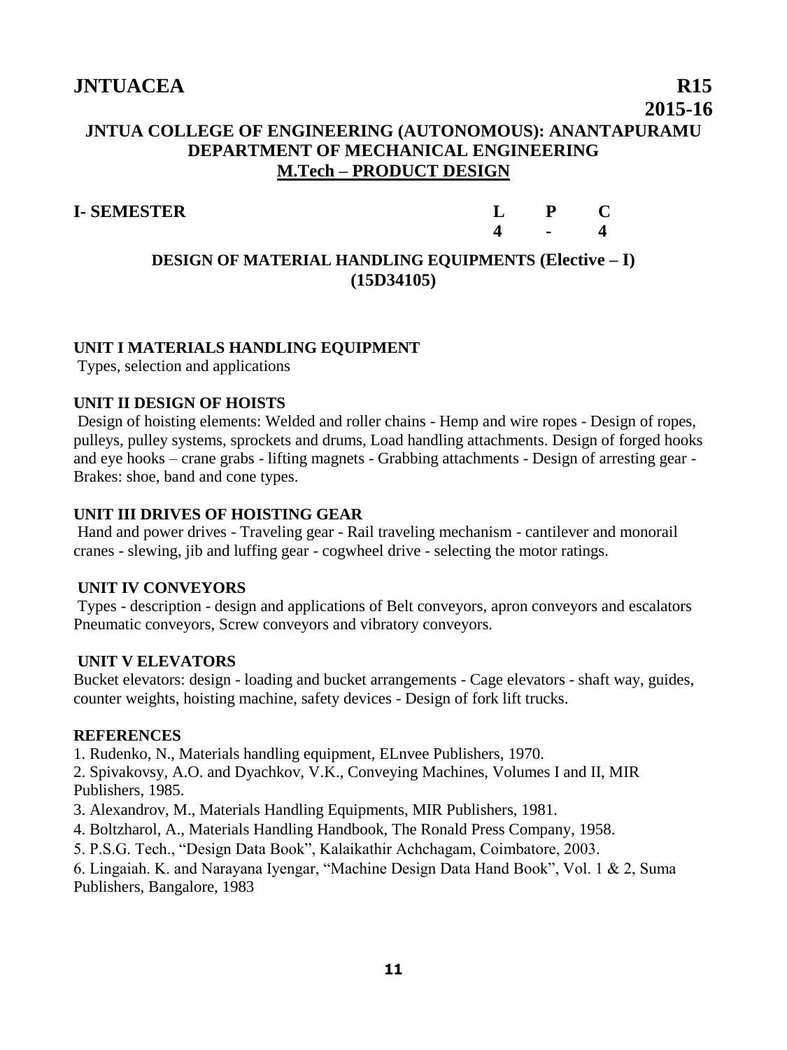**JNTUACEA** **R15**

**2015-16**

**JNTUA COLLEGE OF ENGINEERING (AUTONOMOUS): ANANTAPURAMU**
**DEPARTMENT OF MECHANICAL ENGINEERING**
**M.Tech – PRODUCT DESIGN**

| I- SEMESTER | L | P | C |
|---|---|---|---|
| | 4 | - | 4 |

## DESIGN OF MATERIAL HANDLING EQUIPMENTS (Elective – I) (15D34105)

### UNIT I MATERIALS HANDLING EQUIPMENT

Types, selection and applications

### UNIT II DESIGN OF HOISTS

Design of hoisting elements: Welded and roller chains - Hemp and wire ropes - Design of ropes, pulleys, pulley systems, sprockets and drums, Load handling attachments. Design of forged hooks and eye hooks – crane grabs - lifting magnets - Grabbing attachments - Design of arresting gear - Brakes: shoe, band and cone types.

### UNIT III DRIVES OF HOISTING GEAR

Hand and power drives - Traveling gear - Rail traveling mechanism - cantilever and monorail cranes - slewing, jib and luffing gear - cogwheel drive - selecting the motor ratings.

### UNIT IV CONVEYORS

Types - description - design and applications of Belt conveyors, apron conveyors and escalators Pneumatic conveyors, Screw conveyors and vibratory conveyors.

### UNIT V ELEVATORS

Bucket elevators: design - loading and bucket arrangements - Cage elevators - shaft way, guides, counter weights, hoisting machine, safety devices - Design of fork lift trucks.

### REFERENCES

1. Rudenko, N., Materials handling equipment, ELnvee Publishers, 1970.
2. Spivakovsy, A.O. and Dyachkov, V.K., Conveying Machines, Volumes I and II, MIR Publishers, 1985.
3. Alexandrov, M., Materials Handling Equipments, MIR Publishers, 1981.
4. Boltzharol, A., Materials Handling Handbook, The Ronald Press Company, 1958.
5. P.S.G. Tech., "Design Data Book", Kalaikathir Achchagam, Coimbatore, 2003.
6. Lingaiah. K. and Narayana Iyengar, "Machine Design Data Hand Book", Vol. 1 & 2, Suma Publishers, Bangalore, 1983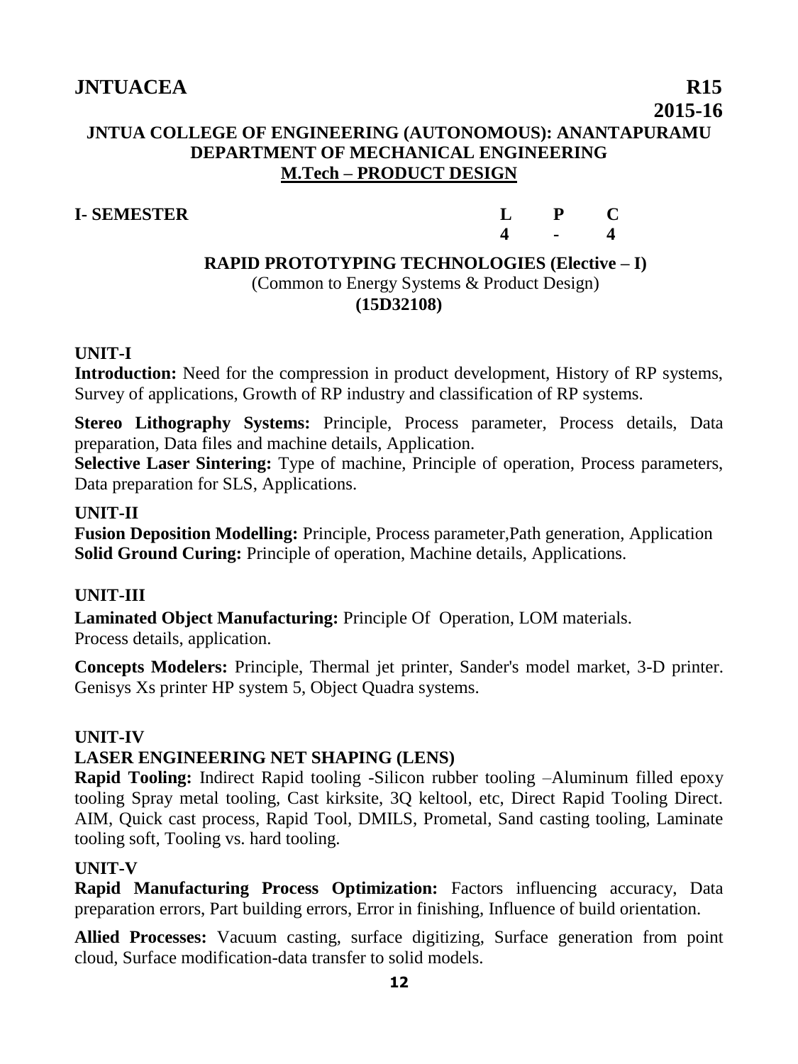**JNTUACEA** **R15**

**2015-16**

## JNTUA COLLEGE OF ENGINEERING (AUTONOMOUS): ANANTAPURAMU
## DEPARTMENT OF MECHANICAL ENGINEERING
## M.Tech – PRODUCT DESIGN

**I- SEMESTER**

| L | P | C |
|---|---|---|
| 4 | - | 4 |

### RAPID PROTOTYPING TECHNOLOGIES (Elective – I)

(Common to Energy Systems & Product Design)

**(15D32108)**

**UNIT-I**

**Introduction:** Need for the compression in product development, History of RP systems, Survey of applications, Growth of RP industry and classification of RP systems.

**Stereo Lithography Systems:** Principle, Process parameter, Process details, Data preparation, Data files and machine details, Application.

**Selective Laser Sintering:** Type of machine, Principle of operation, Process parameters, Data preparation for SLS, Applications.

**UNIT-II**

**Fusion Deposition Modelling:** Principle, Process parameter,Path generation, Application

**Solid Ground Curing:** Principle of operation, Machine details, Applications.

**UNIT-III**

**Laminated Object Manufacturing:** Principle Of Operation, LOM materials. Process details, application.

**Concepts Modelers:** Principle, Thermal jet printer, Sander's model market, 3-D printer. Genisys Xs printer HP system 5, Object Quadra systems.

**UNIT-IV**

**LASER ENGINEERING NET SHAPING (LENS)**

**Rapid Tooling:** Indirect Rapid tooling -Silicon rubber tooling –Aluminum filled epoxy tooling Spray metal tooling, Cast kirksite, 3Q keltool, etc, Direct Rapid Tooling Direct. AIM, Quick cast process, Rapid Tool, DMILS, Prometal, Sand casting tooling, Laminate tooling soft, Tooling vs. hard tooling.

**UNIT-V**

**Rapid Manufacturing Process Optimization:** Factors influencing accuracy, Data preparation errors, Part building errors, Error in finishing, Influence of build orientation.

**Allied Processes:** Vacuum casting, surface digitizing, Surface generation from point cloud, Surface modification-data transfer to solid models.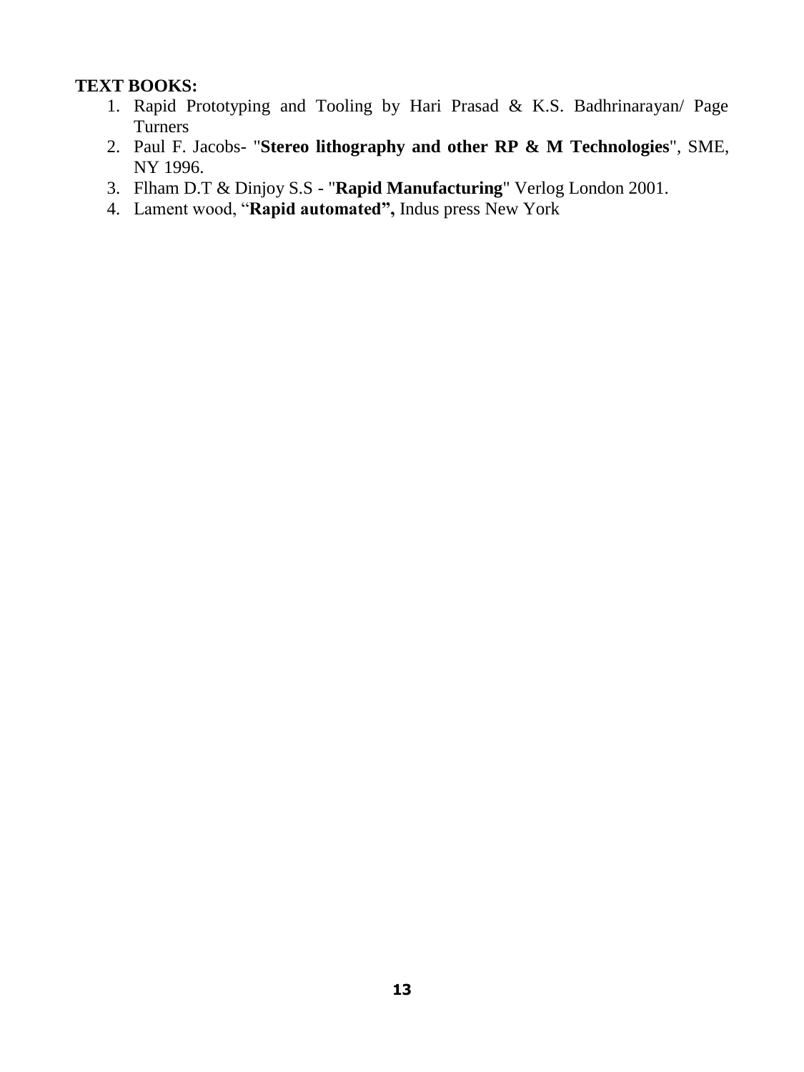**TEXT BOOKS:**

1. Rapid Prototyping and Tooling by Hari Prasad & K.S. Badhrinarayan/ Page Turners
2. Paul F. Jacobs- "**Stereo lithography and other RP & M Technologies**", SME, NY 1996.
3. Flham D.T & Dinjoy S.S - "**Rapid Manufacturing**" Verlog London 2001.
4. Lament wood, "**Rapid automated",** Indus press New York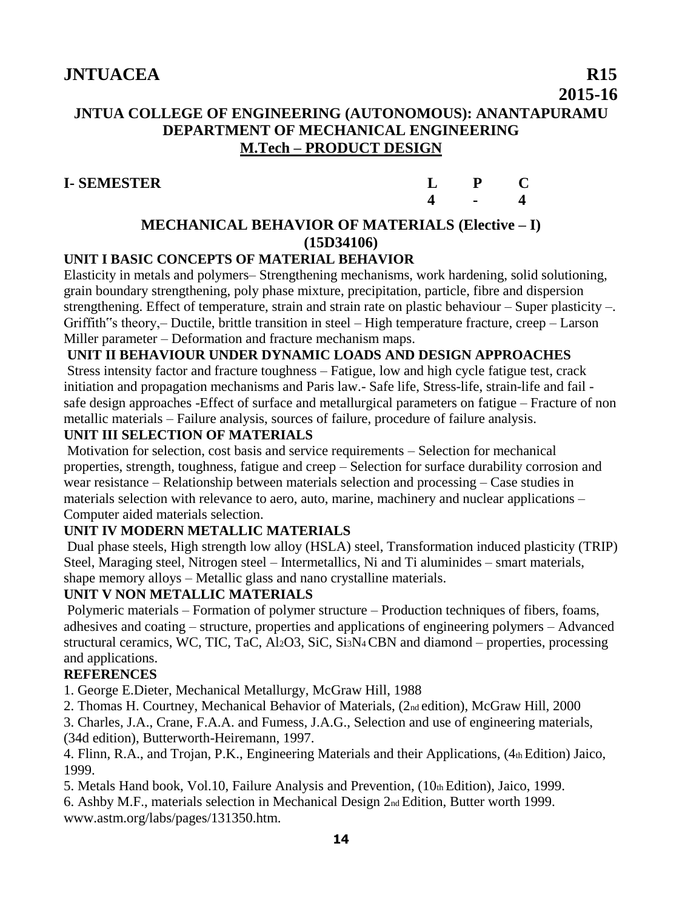**JNTUACEA** **R15**

**2015-16**

## JNTUA COLLEGE OF ENGINEERING (AUTONOMOUS): ANANTAPURAMU
## DEPARTMENT OF MECHANICAL ENGINEERING
## M.Tech – PRODUCT DESIGN

| **I- SEMESTER** | **L** | **P** | **C** |
|---|---|---|---|
| | **4** | **-** | **4** |

### MECHANICAL BEHAVIOR OF MATERIALS (Elective – I)
### (15D34106)

**UNIT I BASIC CONCEPTS OF MATERIAL BEHAVIOR**

Elasticity in metals and polymers– Strengthening mechanisms, work hardening, solid solutioning, grain boundary strengthening, poly phase mixture, precipitation, particle, fibre and dispersion strengthening. Effect of temperature, strain and strain rate on plastic behaviour – Super plasticity –. Griffith‟s theory,– Ductile, brittle transition in steel – High temperature fracture, creep – Larson Miller parameter – Deformation and fracture mechanism maps.

**UNIT II BEHAVIOUR UNDER DYNAMIC LOADS AND DESIGN APPROACHES**

Stress intensity factor and fracture toughness – Fatigue, low and high cycle fatigue test, crack initiation and propagation mechanisms and Paris law.- Safe life, Stress-life, strain-life and fail - safe design approaches -Effect of surface and metallurgical parameters on fatigue – Fracture of non metallic materials – Failure analysis, sources of failure, procedure of failure analysis.

**UNIT III SELECTION OF MATERIALS**

Motivation for selection, cost basis and service requirements – Selection for mechanical properties, strength, toughness, fatigue and creep – Selection for surface durability corrosion and wear resistance – Relationship between materials selection and processing – Case studies in materials selection with relevance to aero, auto, marine, machinery and nuclear applications – Computer aided materials selection.

**UNIT IV MODERN METALLIC MATERIALS**

Dual phase steels, High strength low alloy (HSLA) steel, Transformation induced plasticity (TRIP) Steel, Maraging steel, Nitrogen steel – Intermetallics, Ni and Ti aluminides – smart materials, shape memory alloys – Metallic glass and nano crystalline materials.

**UNIT V NON METALLIC MATERIALS**

Polymeric materials – Formation of polymer structure – Production techniques of fibers, foams, adhesives and coating – structure, properties and applications of engineering polymers – Advanced structural ceramics, WC, TIC, TaC, $Al_2O3$, SiC, $Si_3N_4$ CBN and diamond – properties, processing and applications.

**REFERENCES**

1. George E.Dieter, Mechanical Metallurgy, McGraw Hill, 1988
2. Thomas H. Courtney, Mechanical Behavior of Materials, (2nd edition), McGraw Hill, 2000
3. Charles, J.A., Crane, F.A.A. and Fumess, J.A.G., Selection and use of engineering materials, (34d edition), Butterworth-Heiremann, 1997.
4. Flinn, R.A., and Trojan, P.K., Engineering Materials and their Applications, (4th Edition) Jaico, 1999.
5. Metals Hand book, Vol.10, Failure Analysis and Prevention, (10th Edition), Jaico, 1999.
6. Ashby M.F., materials selection in Mechanical Design 2nd Edition, Butter worth 1999. www.astm.org/labs/pages/131350.htm.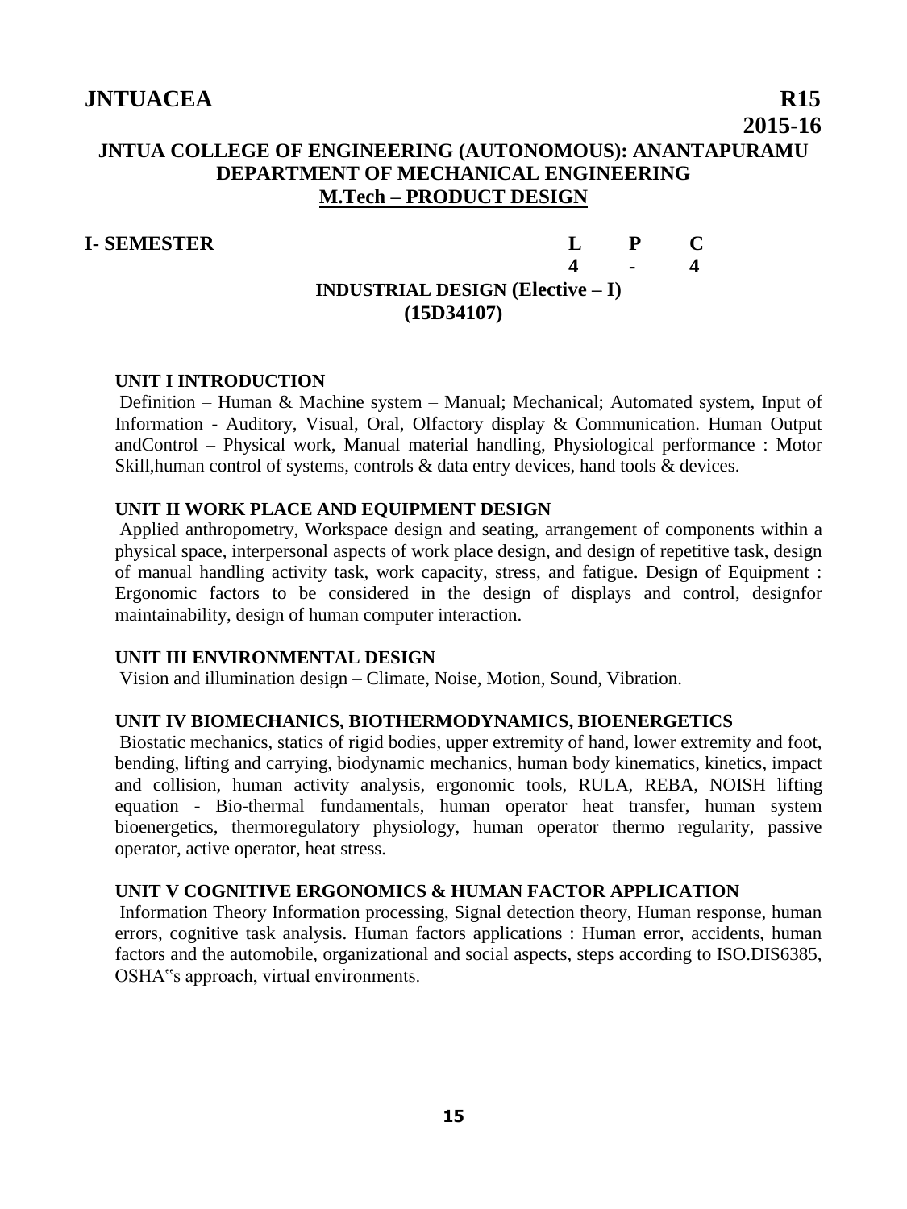**JNTUACEA** **R15**

**2015-16**

# JNTUA COLLEGE OF ENGINEERING (AUTONOMOUS): ANANTAPURAMU
## DEPARTMENT OF MECHANICAL ENGINEERING
## M.Tech – PRODUCT DESIGN

**I- SEMESTER**

| L | P | C |
|---|---|---|
| 4 | - | 4 |

### INDUSTRIAL DESIGN (Elective – I)
### (15D34107)

**UNIT I INTRODUCTION**

Definition – Human & Machine system – Manual; Mechanical; Automated system, Input of Information - Auditory, Visual, Oral, Olfactory display & Communication. Human Output andControl – Physical work, Manual material handling, Physiological performance : Motor Skill,human control of systems, controls & data entry devices, hand tools & devices.

**UNIT II WORK PLACE AND EQUIPMENT DESIGN**

Applied anthropometry, Workspace design and seating, arrangement of components within a physical space, interpersonal aspects of work place design, and design of repetitive task, design of manual handling activity task, work capacity, stress, and fatigue. Design of Equipment : Ergonomic factors to be considered in the design of displays and control, designfor maintainability, design of human computer interaction.

**UNIT III ENVIRONMENTAL DESIGN**

Vision and illumination design – Climate, Noise, Motion, Sound, Vibration.

**UNIT IV BIOMECHANICS, BIOTHERMODYNAMICS, BIOENERGETICS**

Biostatic mechanics, statics of rigid bodies, upper extremity of hand, lower extremity and foot, bending, lifting and carrying, biodynamic mechanics, human body kinematics, kinetics, impact and collision, human activity analysis, ergonomic tools, RULA, REBA, NOISH lifting equation - Bio-thermal fundamentals, human operator heat transfer, human system bioenergetics, thermoregulatory physiology, human operator thermo regularity, passive operator, active operator, heat stress.

**UNIT V COGNITIVE ERGONOMICS & HUMAN FACTOR APPLICATION**

Information Theory Information processing, Signal detection theory, Human response, human errors, cognitive task analysis. Human factors applications : Human error, accidents, human factors and the automobile, organizational and social aspects, steps according to ISO.DIS6385, OSHA‟s approach, virtual environments.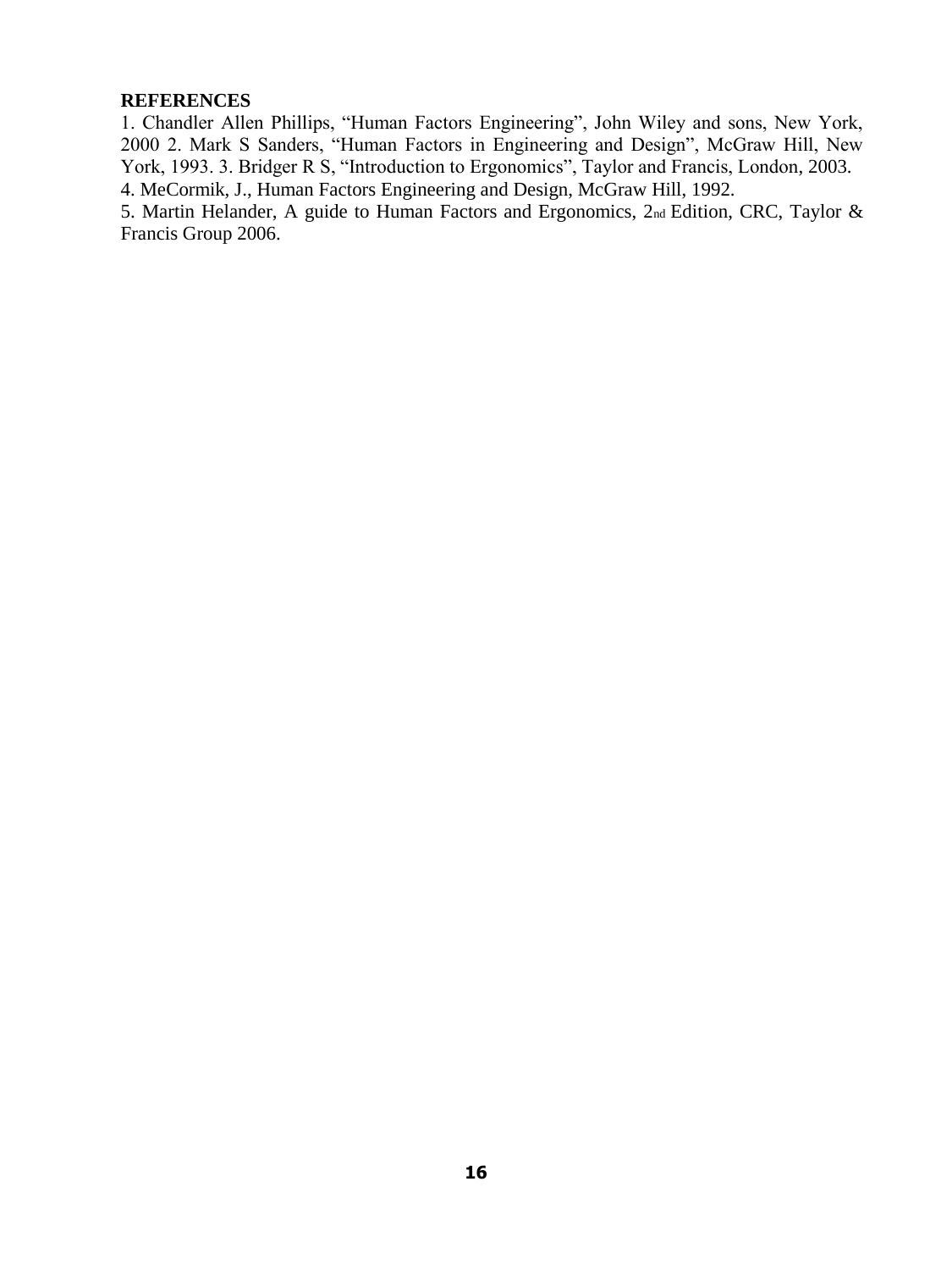**REFERENCES**

1. Chandler Allen Phillips, "Human Factors Engineering", John Wiley and sons, New York, 2000 2. Mark S Sanders, "Human Factors in Engineering and Design", McGraw Hill, New York, 1993. 3. Bridger R S, "Introduction to Ergonomics", Taylor and Francis, London, 2003.
4. MeCormik, J., Human Factors Engineering and Design, McGraw Hill, 1992.
5. Martin Helander, A guide to Human Factors and Ergonomics, 2nd Edition, CRC, Taylor & Francis Group 2006.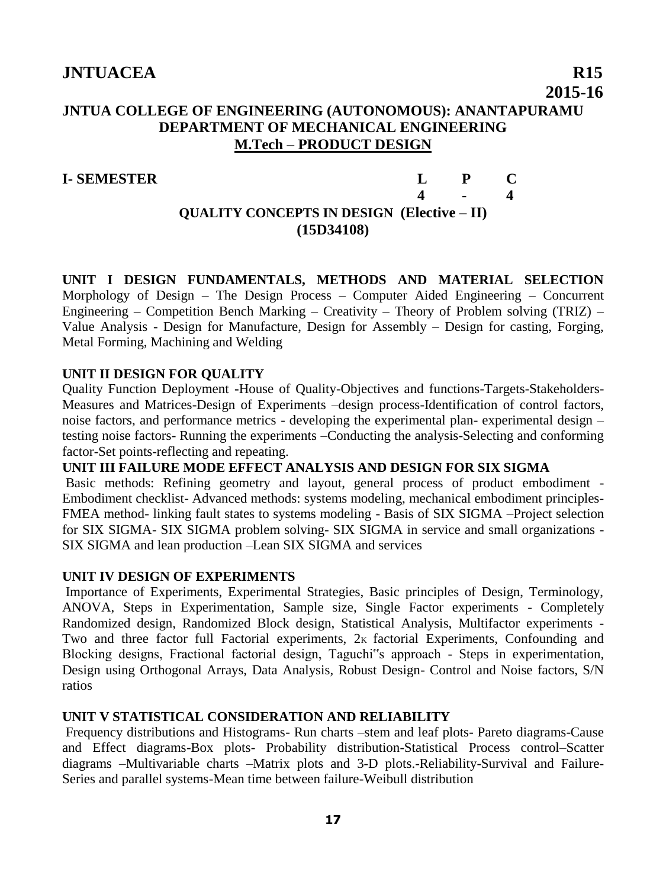**JNTUACEA** **R15**
**2015-16**

## JNTUA COLLEGE OF ENGINEERING (AUTONOMOUS): ANANTAPURAMU
## DEPARTMENT OF MECHANICAL ENGINEERING
## M.Tech – PRODUCT DESIGN

| **I- SEMESTER** | **L** | **P** | **C** |
|---|---|---|---|
| | **4** | **-** | **4** |

### QUALITY CONCEPTS IN DESIGN (Elective – II)
### (15D34108)

**UNIT I DESIGN FUNDAMENTALS, METHODS AND MATERIAL SELECTION**
Morphology of Design – The Design Process – Computer Aided Engineering – Concurrent Engineering – Competition Bench Marking – Creativity – Theory of Problem solving (TRIZ) – Value Analysis - Design for Manufacture, Design for Assembly – Design for casting, Forging, Metal Forming, Machining and Welding

**UNIT II DESIGN FOR QUALITY**
Quality Function Deployment -House of Quality-Objectives and functions-Targets-Stakeholders-Measures and Matrices-Design of Experiments –design process-Identification of control factors, noise factors, and performance metrics - developing the experimental plan- experimental design – testing noise factors- Running the experiments –Conducting the analysis-Selecting and conforming factor-Set points-reflecting and repeating.

**UNIT III FAILURE MODE EFFECT ANALYSIS AND DESIGN FOR SIX SIGMA**
Basic methods: Refining geometry and layout, general process of product embodiment - Embodiment checklist- Advanced methods: systems modeling, mechanical embodiment principles-FMEA method- linking fault states to systems modeling - Basis of SIX SIGMA –Project selection for SIX SIGMA- SIX SIGMA problem solving- SIX SIGMA in service and small organizations - SIX SIGMA and lean production –Lean SIX SIGMA and services

**UNIT IV DESIGN OF EXPERIMENTS**
Importance of Experiments, Experimental Strategies, Basic principles of Design, Terminology, ANOVA, Steps in Experimentation, Sample size, Single Factor experiments - Completely Randomized design, Randomized Block design, Statistical Analysis, Multifactor experiments - Two and three factor full Factorial experiments, $2^K$ factorial Experiments, Confounding and Blocking designs, Fractional factorial design, Taguchi"s approach - Steps in experimentation, Design using Orthogonal Arrays, Data Analysis, Robust Design- Control and Noise factors, S/N ratios

**UNIT V STATISTICAL CONSIDERATION AND RELIABILITY**
Frequency distributions and Histograms- Run charts –stem and leaf plots- Pareto diagrams-Cause and Effect diagrams-Box plots- Probability distribution-Statistical Process control–Scatter diagrams –Multivariable charts –Matrix plots and 3-D plots.-Reliability-Survival and Failure-Series and parallel systems-Mean time between failure-Weibull distribution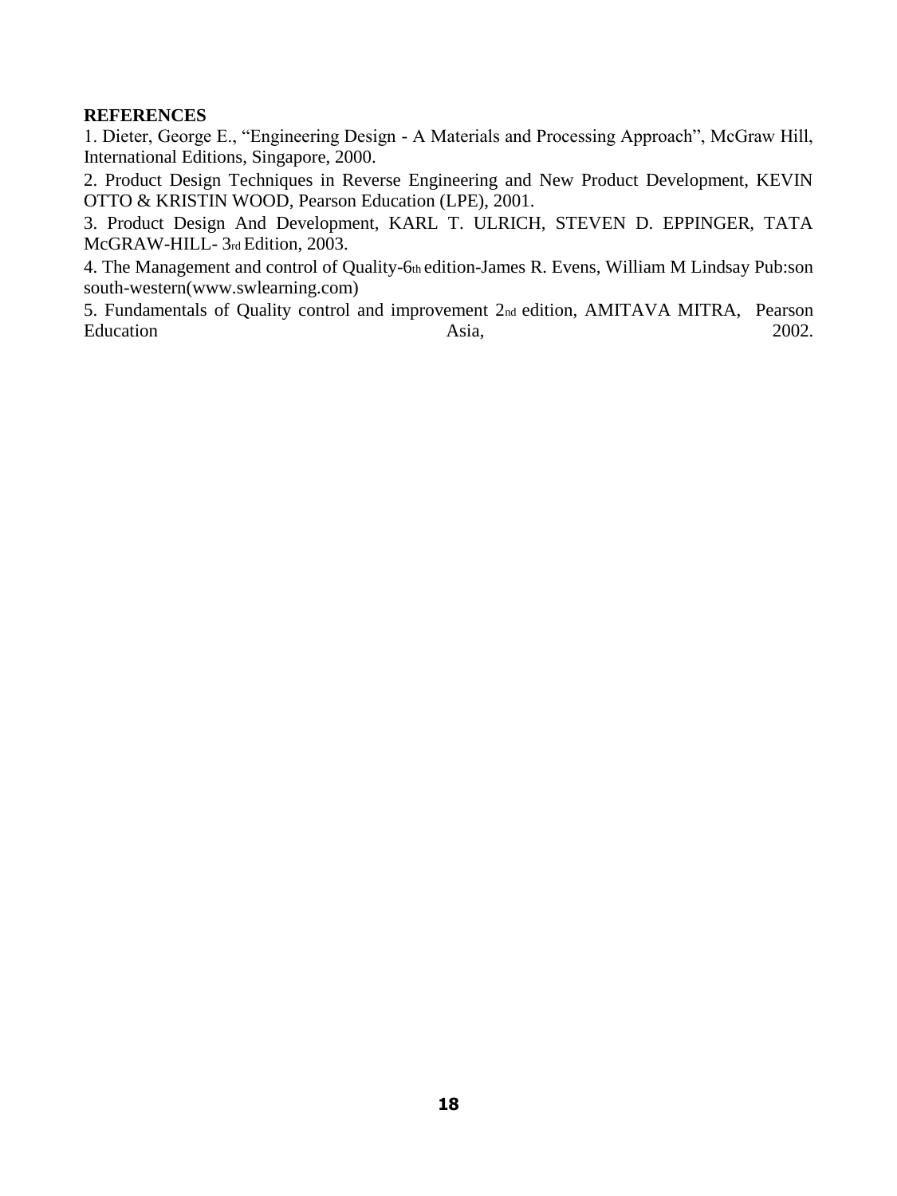**REFERENCES**

1. Dieter, George E., "Engineering Design - A Materials and Processing Approach", McGraw Hill, International Editions, Singapore, 2000.
2. Product Design Techniques in Reverse Engineering and New Product Development, KEVIN OTTO & KRISTIN WOOD, Pearson Education (LPE), 2001.
3. Product Design And Development, KARL T. ULRICH, STEVEN D. EPPINGER, TATA McGRAW-HILL- 3rd Edition, 2003.
4. The Management and control of Quality-6th edition-James R. Evens, William M Lindsay Pub:son south-western(www.swlearning.com)
5. Fundamentals of Quality control and improvement 2nd edition, AMITAVA MITRA, Pearson Education Asia, 2002.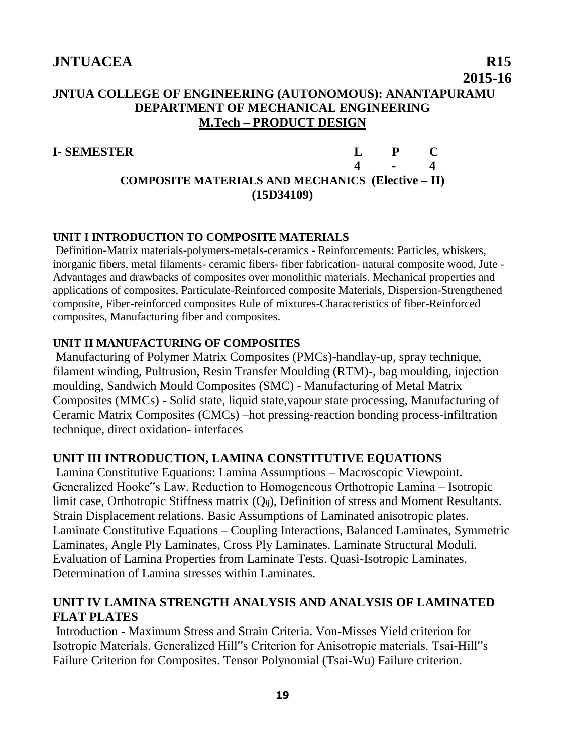**JNTUACEA** **R15**

**2015-16**

**JNTUA COLLEGE OF ENGINEERING (AUTONOMOUS): ANANTAPURAMU**
**DEPARTMENT OF MECHANICAL ENGINEERING**
**M.Tech – PRODUCT DESIGN**

| I- SEMESTER | L | P | C |
|---|---|---|---|
| | 4 | - | 4 |

**COMPOSITE MATERIALS AND MECHANICS (Elective – II)**
**(15D34109)**

### UNIT I INTRODUCTION TO COMPOSITE MATERIALS

Definition-Matrix materials-polymers-metals-ceramics - Reinforcements: Particles, whiskers, inorganic fibers, metal filaments- ceramic fibers- fiber fabrication- natural composite wood, Jute - Advantages and drawbacks of composites over monolithic materials. Mechanical properties and applications of composites, Particulate-Reinforced composite Materials, Dispersion-Strengthened composite, Fiber-reinforced composites Rule of mixtures-Characteristics of fiber-Reinforced composites, Manufacturing fiber and composites.

### UNIT II MANUFACTURING OF COMPOSITES

Manufacturing of Polymer Matrix Composites (PMCs)-handlay-up, spray technique, filament winding, Pultrusion, Resin Transfer Moulding (RTM)-, bag moulding, injection moulding, Sandwich Mould Composites (SMC) - Manufacturing of Metal Matrix Composites (MMCs) - Solid state, liquid state,vapour state processing, Manufacturing of Ceramic Matrix Composites (CMCs) –hot pressing-reaction bonding process-infiltration technique, direct oxidation- interfaces

### UNIT III INTRODUCTION, LAMINA CONSTITUTIVE EQUATIONS

Lamina Constitutive Equations: Lamina Assumptions – Macroscopic Viewpoint. Generalized Hooke‟s Law. Reduction to Homogeneous Orthotropic Lamina – Isotropic limit case, Orthotropic Stiffness matrix ($Q_{ij}$), Definition of stress and Moment Resultants. Strain Displacement relations. Basic Assumptions of Laminated anisotropic plates. Laminate Constitutive Equations – Coupling Interactions, Balanced Laminates, Symmetric Laminates, Angle Ply Laminates, Cross Ply Laminates. Laminate Structural Moduli. Evaluation of Lamina Properties from Laminate Tests. Quasi-Isotropic Laminates. Determination of Lamina stresses within Laminates.

### UNIT IV LAMINA STRENGTH ANALYSIS AND ANALYSIS OF LAMINATED FLAT PLATES

Introduction - Maximum Stress and Strain Criteria. Von-Misses Yield criterion for Isotropic Materials. Generalized Hill‟s Criterion for Anisotropic materials. Tsai-Hill‟s Failure Criterion for Composites. Tensor Polynomial (Tsai-Wu) Failure criterion.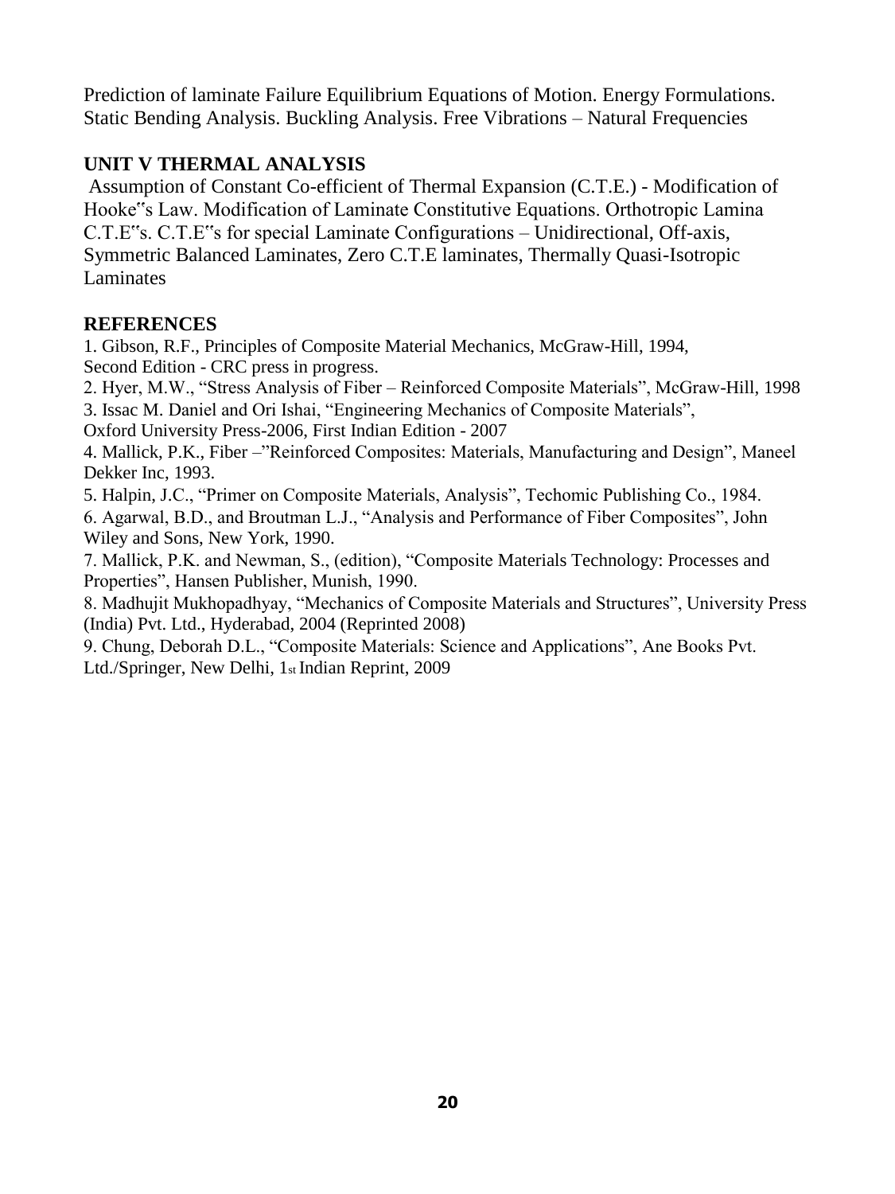Prediction of laminate Failure Equilibrium Equations of Motion. Energy Formulations. Static Bending Analysis. Buckling Analysis. Free Vibrations – Natural Frequencies

## UNIT V THERMAL ANALYSIS

Assumption of Constant Co-efficient of Thermal Expansion (C.T.E.) - Modification of Hooke‟s Law. Modification of Laminate Constitutive Equations. Orthotropic Lamina C.T.E‟s. C.T.E‟s for special Laminate Configurations – Unidirectional, Off-axis, Symmetric Balanced Laminates, Zero C.T.E laminates, Thermally Quasi-Isotropic Laminates

## REFERENCES

1. Gibson, R.F., Principles of Composite Material Mechanics, McGraw-Hill, 1994, Second Edition - CRC press in progress.
2. Hyer, M.W., "Stress Analysis of Fiber – Reinforced Composite Materials", McGraw-Hill, 1998
3. Issac M. Daniel and Ori Ishai, "Engineering Mechanics of Composite Materials", Oxford University Press-2006, First Indian Edition - 2007
4. Mallick, P.K., Fiber –"Reinforced Composites: Materials, Manufacturing and Design", Maneel Dekker Inc, 1993.
5. Halpin, J.C., "Primer on Composite Materials, Analysis", Techomic Publishing Co., 1984.
6. Agarwal, B.D., and Broutman L.J., "Analysis and Performance of Fiber Composites", John Wiley and Sons, New York, 1990.
7. Mallick, P.K. and Newman, S., (edition), "Composite Materials Technology: Processes and Properties", Hansen Publisher, Munish, 1990.
8. Madhujit Mukhopadhyay, "Mechanics of Composite Materials and Structures", University Press (India) Pvt. Ltd., Hyderabad, 2004 (Reprinted 2008)
9. Chung, Deborah D.L., "Composite Materials: Science and Applications", Ane Books Pvt. Ltd./Springer, New Delhi, 1st Indian Reprint, 2009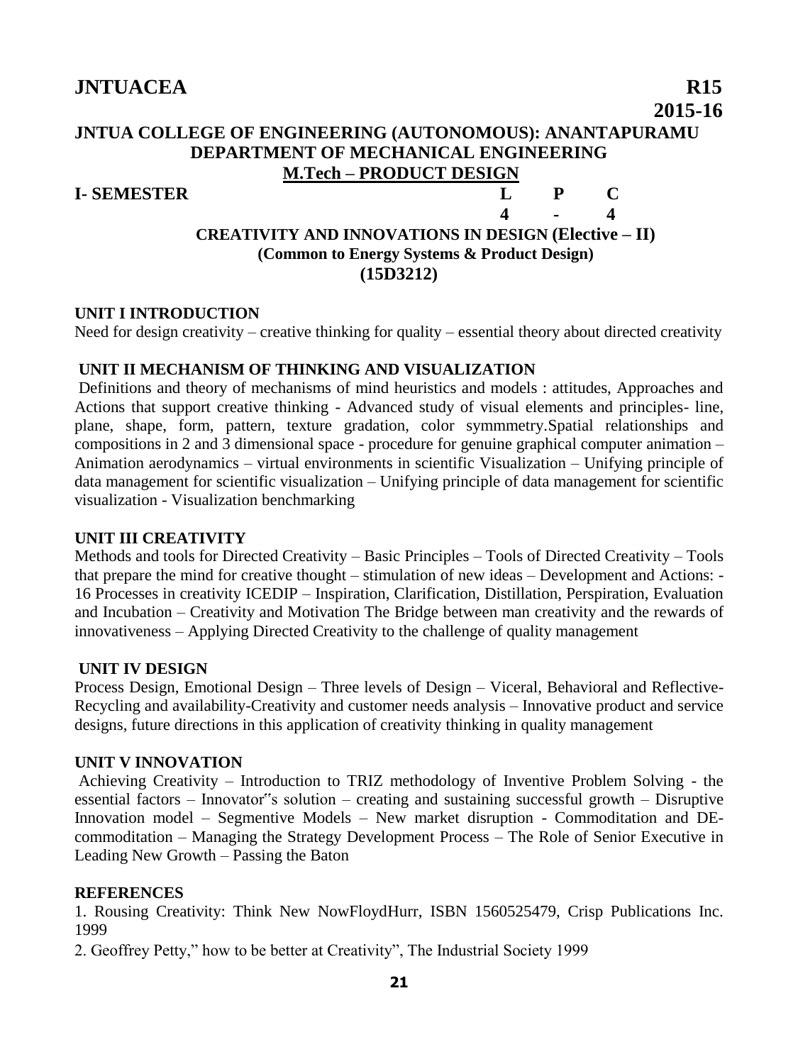# JNTUACEA R15

**2015-16**

## JNTUA COLLEGE OF ENGINEERING (AUTONOMOUS): ANANTAPURAMU
## DEPARTMENT OF MECHANICAL ENGINEERING
## M.Tech – PRODUCT DESIGN

| I- SEMESTER | L | P | C |
|---|---|---|---|
| | 4 | - | 4 |

### CREATIVITY AND INNOVATIONS IN DESIGN (Elective – II)
**(Common to Energy Systems & Product Design)**
**(15D3212)**

### UNIT I INTRODUCTION

Need for design creativity – creative thinking for quality – essential theory about directed creativity

### UNIT II MECHANISM OF THINKING AND VISUALIZATION

Definitions and theory of mechanisms of mind heuristics and models : attitudes, Approaches and Actions that support creative thinking - Advanced study of visual elements and principles- line, plane, shape, form, pattern, texture gradation, color symmmetry.Spatial relationships and compositions in 2 and 3 dimensional space - procedure for genuine graphical computer animation – Animation aerodynamics – virtual environments in scientific Visualization – Unifying principle of data management for scientific visualization – Unifying principle of data management for scientific visualization - Visualization benchmarking

### UNIT III CREATIVITY

Methods and tools for Directed Creativity – Basic Principles – Tools of Directed Creativity – Tools that prepare the mind for creative thought – stimulation of new ideas – Development and Actions: - 16 Processes in creativity ICEDIP – Inspiration, Clarification, Distillation, Perspiration, Evaluation and Incubation – Creativity and Motivation The Bridge between man creativity and the rewards of innovativeness – Applying Directed Creativity to the challenge of quality management

### UNIT IV DESIGN

Process Design, Emotional Design – Three levels of Design – Viceral, Behavioral and Reflective-Recycling and availability-Creativity and customer needs analysis – Innovative product and service designs, future directions in this application of creativity thinking in quality management

### UNIT V INNOVATION

Achieving Creativity – Introduction to TRIZ methodology of Inventive Problem Solving - the essential factors – Innovator"s solution – creating and sustaining successful growth – Disruptive Innovation model – Segmentive Models – New market disruption - Commoditation and DE-commoditation – Managing the Strategy Development Process – The Role of Senior Executive in Leading New Growth – Passing the Baton

### REFERENCES

1. Rousing Creativity: Think New NowFloydHurr, ISBN 1560525479, Crisp Publications Inc. 1999
2. Geoffrey Petty," how to be better at Creativity", The Industrial Society 1999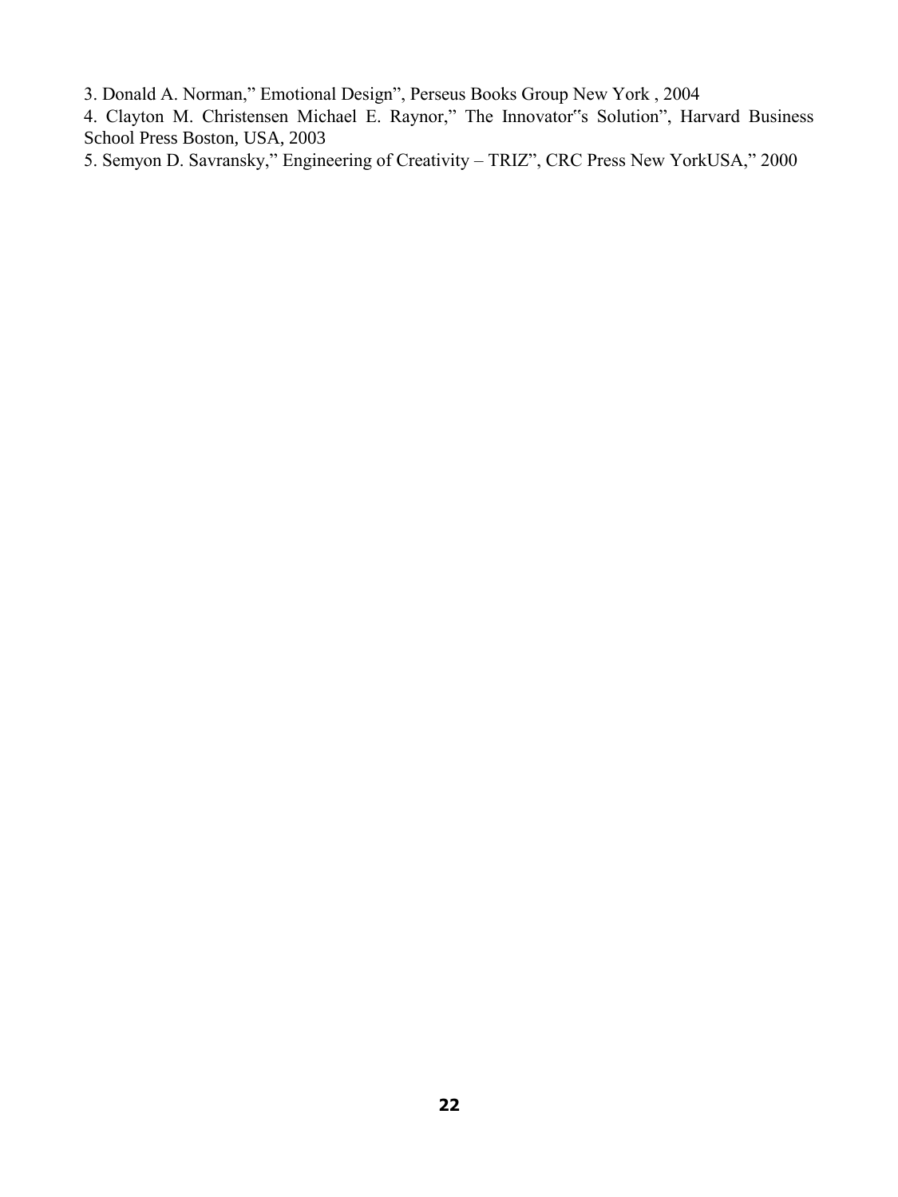3. Donald A. Norman," Emotional Design", Perseus Books Group New York , 2004

4. Clayton M. Christensen Michael E. Raynor," The Innovator"s Solution", Harvard Business School Press Boston, USA, 2003

5. Semyon D. Savransky," Engineering of Creativity – TRIZ", CRC Press New YorkUSA," 2000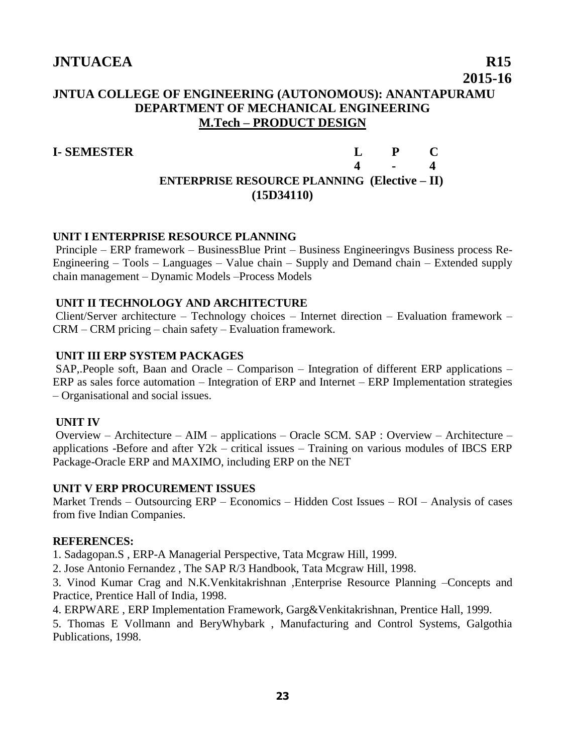**JNTUACEA** **R15**

**2015-16**

## JNTUA COLLEGE OF ENGINEERING (AUTONOMOUS): ANANTAPURAMU
## DEPARTMENT OF MECHANICAL ENGINEERING
## M.Tech – PRODUCT DESIGN

| I- SEMESTER | L | P | C |
|---|---|---|---|
| | 4 | - | 4 |

### ENTERPRISE RESOURCE PLANNING (Elective – II)
### (15D34110)

**UNIT I ENTERPRISE RESOURCE PLANNING**

Principle – ERP framework – BusinessBlue Print – Business Engineeringvs Business process Re-Engineering – Tools – Languages – Value chain – Supply and Demand chain – Extended supply chain management – Dynamic Models –Process Models

**UNIT II TECHNOLOGY AND ARCHITECTURE**

Client/Server architecture – Technology choices – Internet direction – Evaluation framework – CRM – CRM pricing – chain safety – Evaluation framework.

**UNIT III ERP SYSTEM PACKAGES**

SAP,.People soft, Baan and Oracle – Comparison – Integration of different ERP applications – ERP as sales force automation – Integration of ERP and Internet – ERP Implementation strategies – Organisational and social issues.

**UNIT IV**

Overview – Architecture – AIM – applications – Oracle SCM. SAP : Overview – Architecture – applications -Before and after Y2k – critical issues – Training on various modules of IBCS ERP Package-Oracle ERP and MAXIMO, including ERP on the NET

**UNIT V ERP PROCUREMENT ISSUES**

Market Trends – Outsourcing ERP – Economics – Hidden Cost Issues – ROI – Analysis of cases from five Indian Companies.

**REFERENCES:**

1. Sadagopan.S , ERP-A Managerial Perspective, Tata Mcgraw Hill, 1999.
2. Jose Antonio Fernandez , The SAP R/3 Handbook, Tata Mcgraw Hill, 1998.
3. Vinod Kumar Crag and N.K.Venkitakrishnan ,Enterprise Resource Planning –Concepts and Practice, Prentice Hall of India, 1998.
4. ERPWARE , ERP Implementation Framework, Garg&Venkitakrishnan, Prentice Hall, 1999.
5. Thomas E Vollmann and BeryWhybark , Manufacturing and Control Systems, Galgothia Publications, 1998.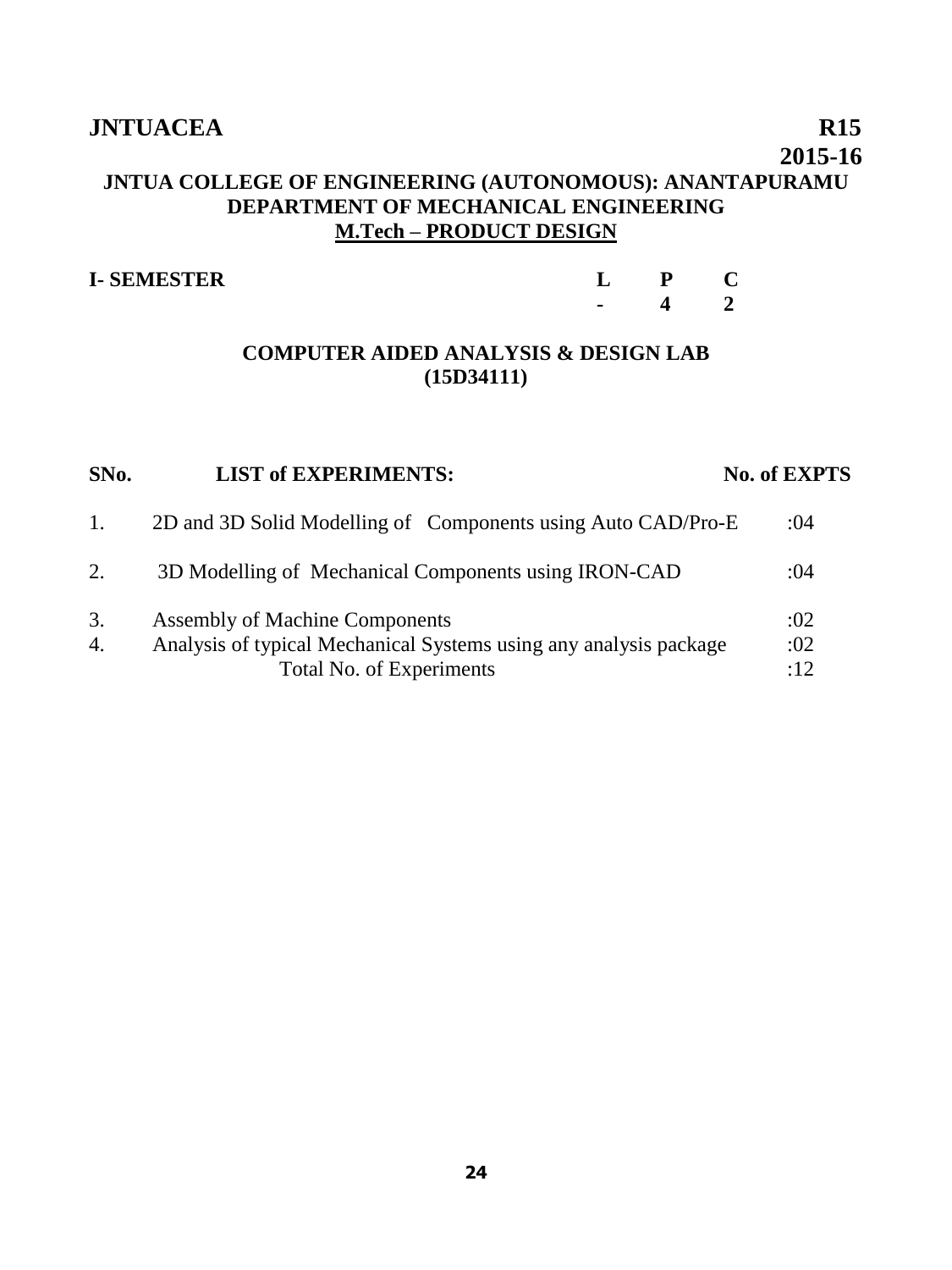**JNTUACEA** **R15**

**2015-16**

# JNTUA COLLEGE OF ENGINEERING (AUTONOMOUS): ANANTAPURAMU

## DEPARTMENT OF MECHANICAL ENGINEERING

## M.Tech – PRODUCT DESIGN

| I- SEMESTER | L | P | C |
|---|---|---|---|
| | - | 4 | 2 |

### COMPUTER AIDED ANALYSIS & DESIGN LAB (15D34111)

| SNo. | LIST of EXPERIMENTS: | No. of EXPTS |
|---|---|---|
| 1. | 2D and 3D Solid Modelling of Components using Auto CAD/Pro-E | :04 |
| 2. | 3D Modelling of Mechanical Components using IRON-CAD | :04 |
| 3. | Assembly of Machine Components | :02 |
| 4. | Analysis of typical Mechanical Systems using any analysis package | :02 |
| | Total No. of Experiments | :12 |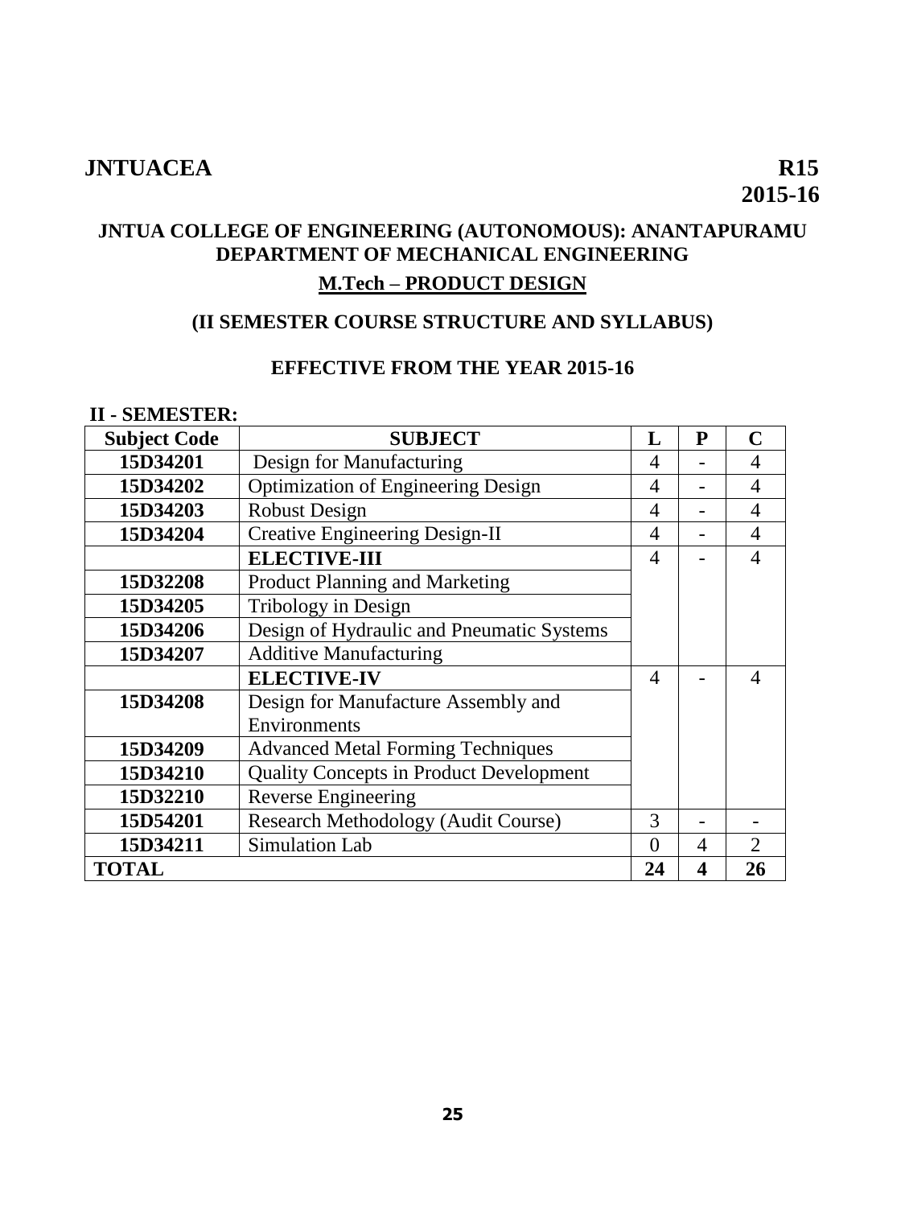**JNTUACEA** **R15**
**2015-16**

# JNTUA COLLEGE OF ENGINEERING (AUTONOMOUS): ANANTAPURAMU
## DEPARTMENT OF MECHANICAL ENGINEERING
## M.Tech – PRODUCT DESIGN

### (II SEMESTER COURSE STRUCTURE AND SYLLABUS)

### EFFECTIVE FROM THE YEAR 2015-16

**II - SEMESTER:**

| Subject Code | SUBJECT | L | P | C |
|---|---|---|---|---|
| **15D34201** | Design for Manufacturing | 4 | - | 4 |
| **15D34202** | Optimization of Engineering Design | 4 | - | 4 |
| **15D34203** | Robust Design | 4 | - | 4 |
| **15D34204** | Creative Engineering Design-II | 4 | - | 4 |
| | **ELECTIVE-III** | 4 | - | 4 |
| **15D32208** | Product Planning and Marketing | | | |
| **15D34205** | Tribology in Design | | | |
| **15D34206** | Design of Hydraulic and Pneumatic Systems | | | |
| **15D34207** | Additive Manufacturing | | | |
| | **ELECTIVE-IV** | 4 | - | 4 |
| **15D34208** | Design for Manufacture Assembly and Environments | | | |
| **15D34209** | Advanced Metal Forming Techniques | | | |
| **15D34210** | Quality Concepts in Product Development | | | |
| **15D32210** | Reverse Engineering | | | |
| **15D54201** | Research Methodology (Audit Course) | 3 | - | - |
| **15D34211** | Simulation Lab | 0 | 4 | 2 |
| **TOTAL** | | **24** | **4** | **26** |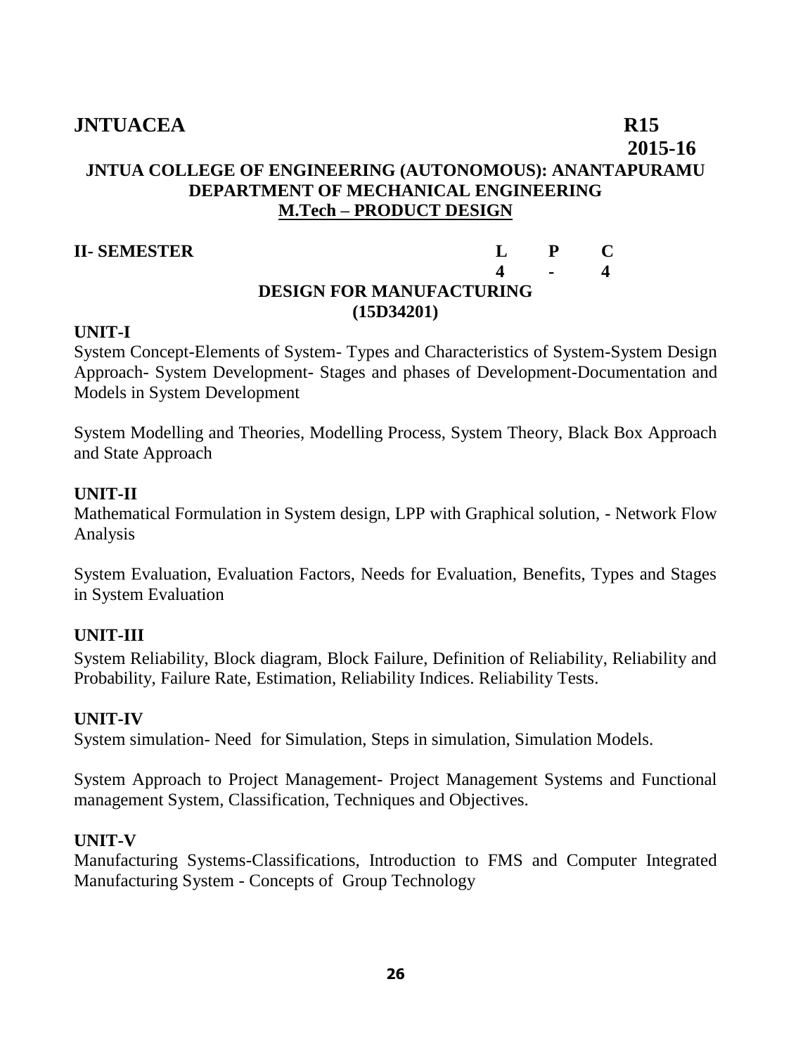**JNTUACEA** **R15**
**2015-16**

## JNTUA COLLEGE OF ENGINEERING (AUTONOMOUS): ANANTAPURAMU
## DEPARTMENT OF MECHANICAL ENGINEERING
## M.Tech – PRODUCT DESIGN

| **II- SEMESTER** | **L** | **P** | **C** |
|---|---|---|---|
| | **4** | **-** | **4** |

### DESIGN FOR MANUFACTURING
### (15D34201)

**UNIT-I**

System Concept-Elements of System- Types and Characteristics of System-System Design Approach- System Development- Stages and phases of Development-Documentation and Models in System Development

System Modelling and Theories, Modelling Process, System Theory, Black Box Approach and State Approach

**UNIT-II**

Mathematical Formulation in System design, LPP with Graphical solution, - Network Flow Analysis

System Evaluation, Evaluation Factors, Needs for Evaluation, Benefits, Types and Stages in System Evaluation

**UNIT-III**

System Reliability, Block diagram, Block Failure, Definition of Reliability, Reliability and Probability, Failure Rate, Estimation, Reliability Indices. Reliability Tests.

**UNIT-IV**

System simulation- Need for Simulation, Steps in simulation, Simulation Models.

System Approach to Project Management- Project Management Systems and Functional management System, Classification, Techniques and Objectives.

**UNIT-V**

Manufacturing Systems-Classifications, Introduction to FMS and Computer Integrated Manufacturing System - Concepts of Group Technology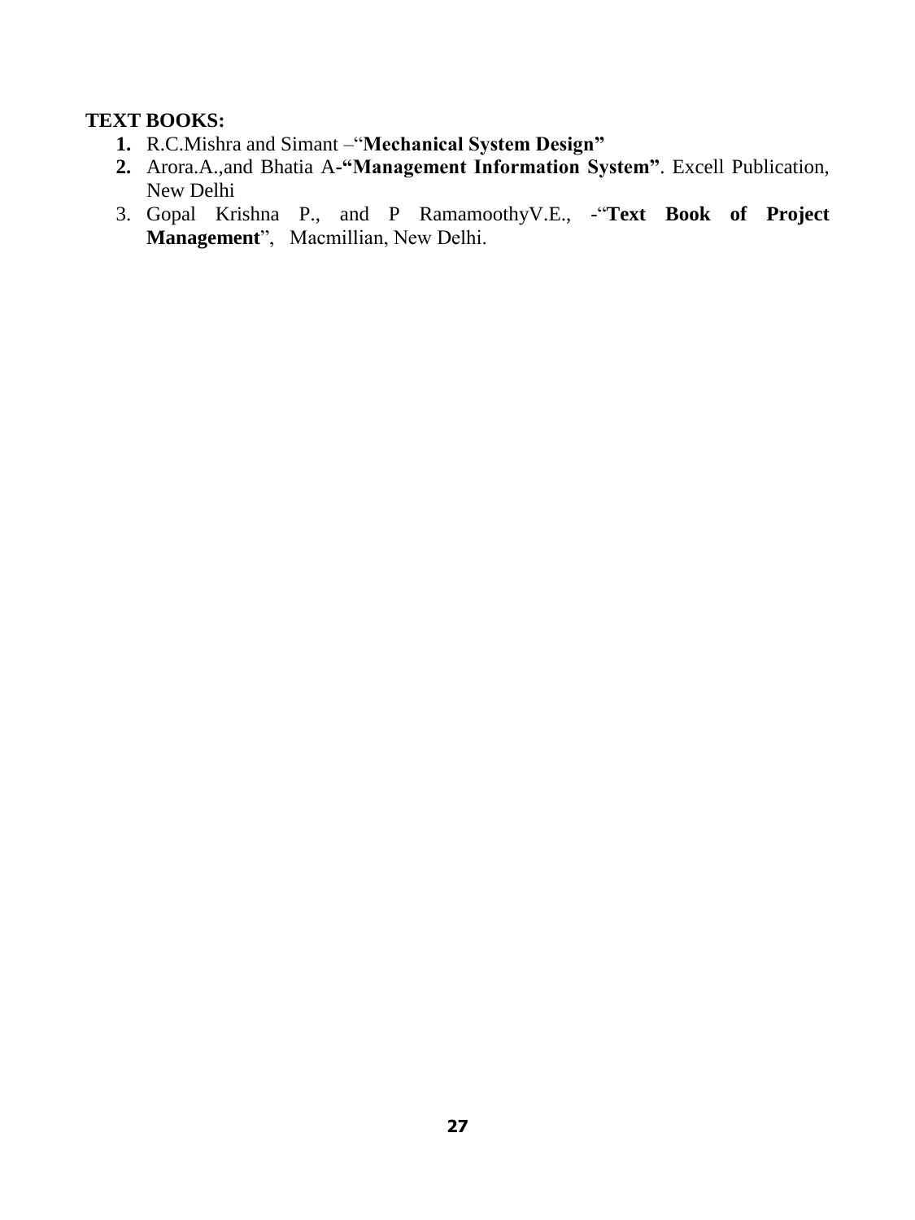**TEXT BOOKS:**

1. R.C.Mishra and Simant –"**Mechanical System Design"**
2. Arora.A.,and Bhatia A-**"Management Information System"**. Excell Publication, New Delhi
3. Gopal Krishna P., and P RamamoothyV.E., -"**Text Book of Project Management**", Macmillian, New Delhi.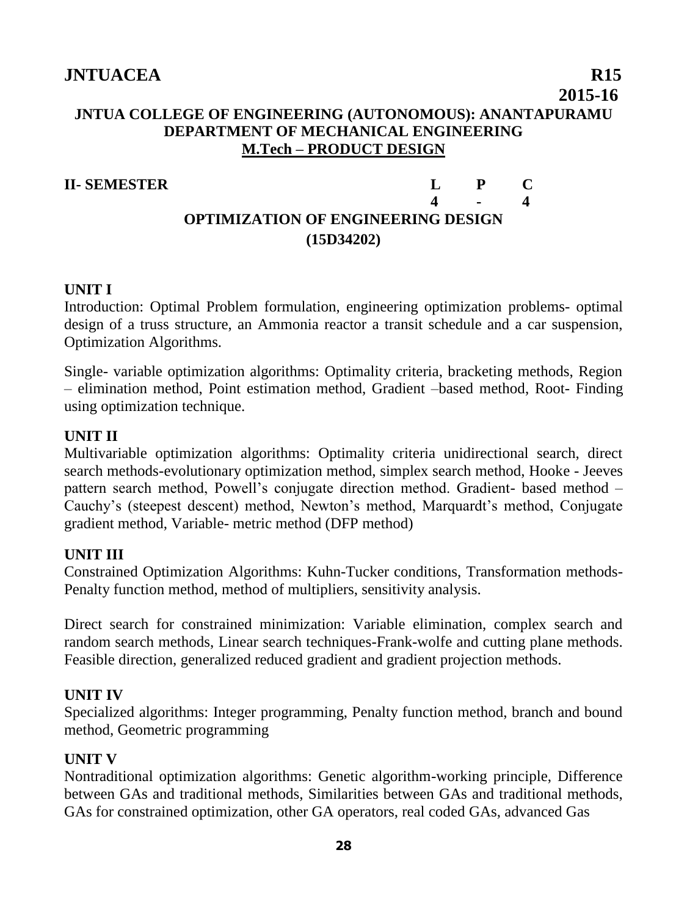**JNTUACEA** **R15**

**2015-16**

## JNTUA COLLEGE OF ENGINEERING (AUTONOMOUS): ANANTAPURAMU
## DEPARTMENT OF MECHANICAL ENGINEERING
## M.Tech – PRODUCT DESIGN

**II- SEMESTER**

| L | P | C |
|---|---|---|
| 4 | - | 4 |

### OPTIMIZATION OF ENGINEERING DESIGN
### (15D34202)

**UNIT I**

Introduction: Optimal Problem formulation, engineering optimization problems- optimal design of a truss structure, an Ammonia reactor a transit schedule and a car suspension, Optimization Algorithms.

Single- variable optimization algorithms: Optimality criteria, bracketing methods, Region – elimination method, Point estimation method, Gradient –based method, Root- Finding using optimization technique.

**UNIT II**

Multivariable optimization algorithms: Optimality criteria unidirectional search, direct search methods-evolutionary optimization method, simplex search method, Hooke - Jeeves pattern search method, Powell's conjugate direction method. Gradient- based method – Cauchy's (steepest descent) method, Newton's method, Marquardt's method, Conjugate gradient method, Variable- metric method (DFP method)

**UNIT III**

Constrained Optimization Algorithms: Kuhn-Tucker conditions, Transformation methods- Penalty function method, method of multipliers, sensitivity analysis.

Direct search for constrained minimization: Variable elimination, complex search and random search methods, Linear search techniques-Frank-wolfe and cutting plane methods. Feasible direction, generalized reduced gradient and gradient projection methods.

**UNIT IV**

Specialized algorithms: Integer programming, Penalty function method, branch and bound method, Geometric programming

**UNIT V**

Nontraditional optimization algorithms: Genetic algorithm-working principle, Difference between GAs and traditional methods, Similarities between GAs and traditional methods, GAs for constrained optimization, other GA operators, real coded GAs, advanced Gas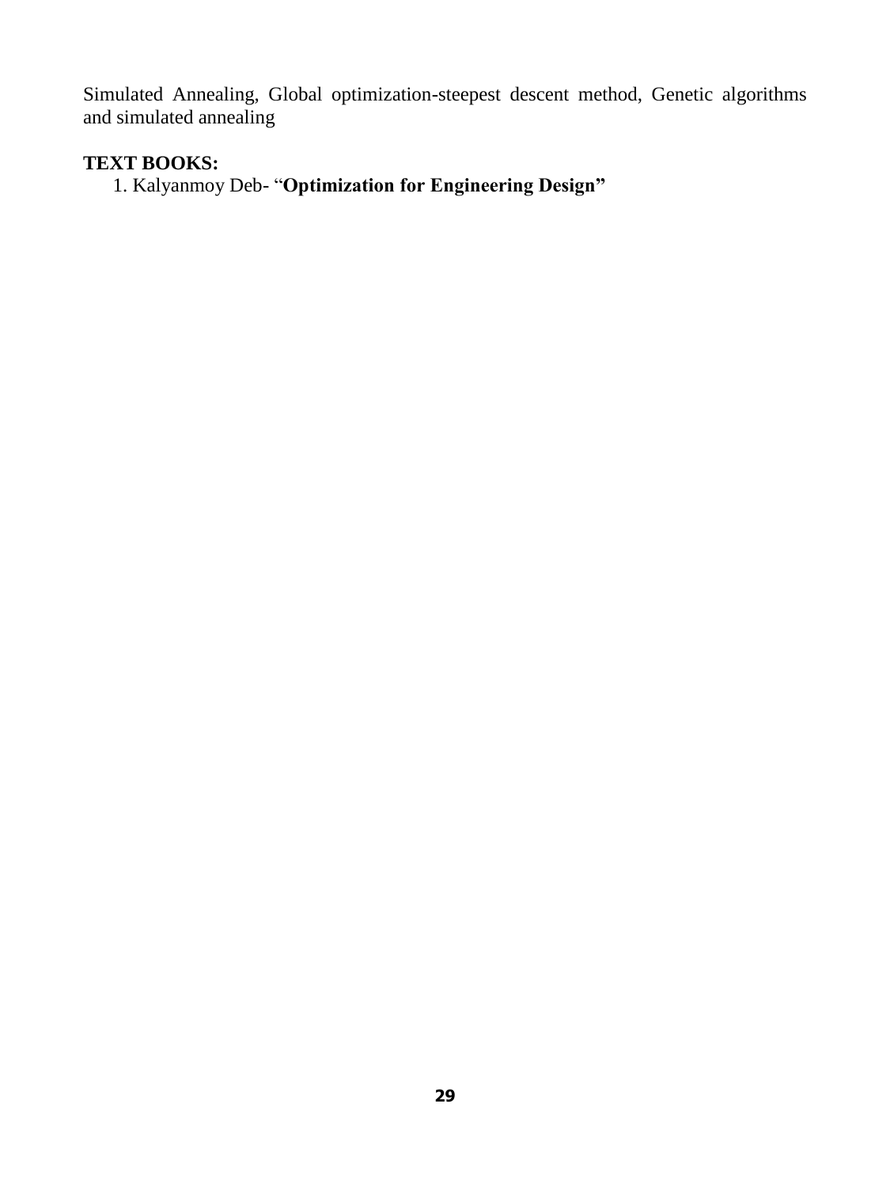Simulated Annealing, Global optimization-steepest descent method, Genetic algorithms and simulated annealing

**TEXT BOOKS:**

1. Kalyanmoy Deb- "**Optimization for Engineering Design**"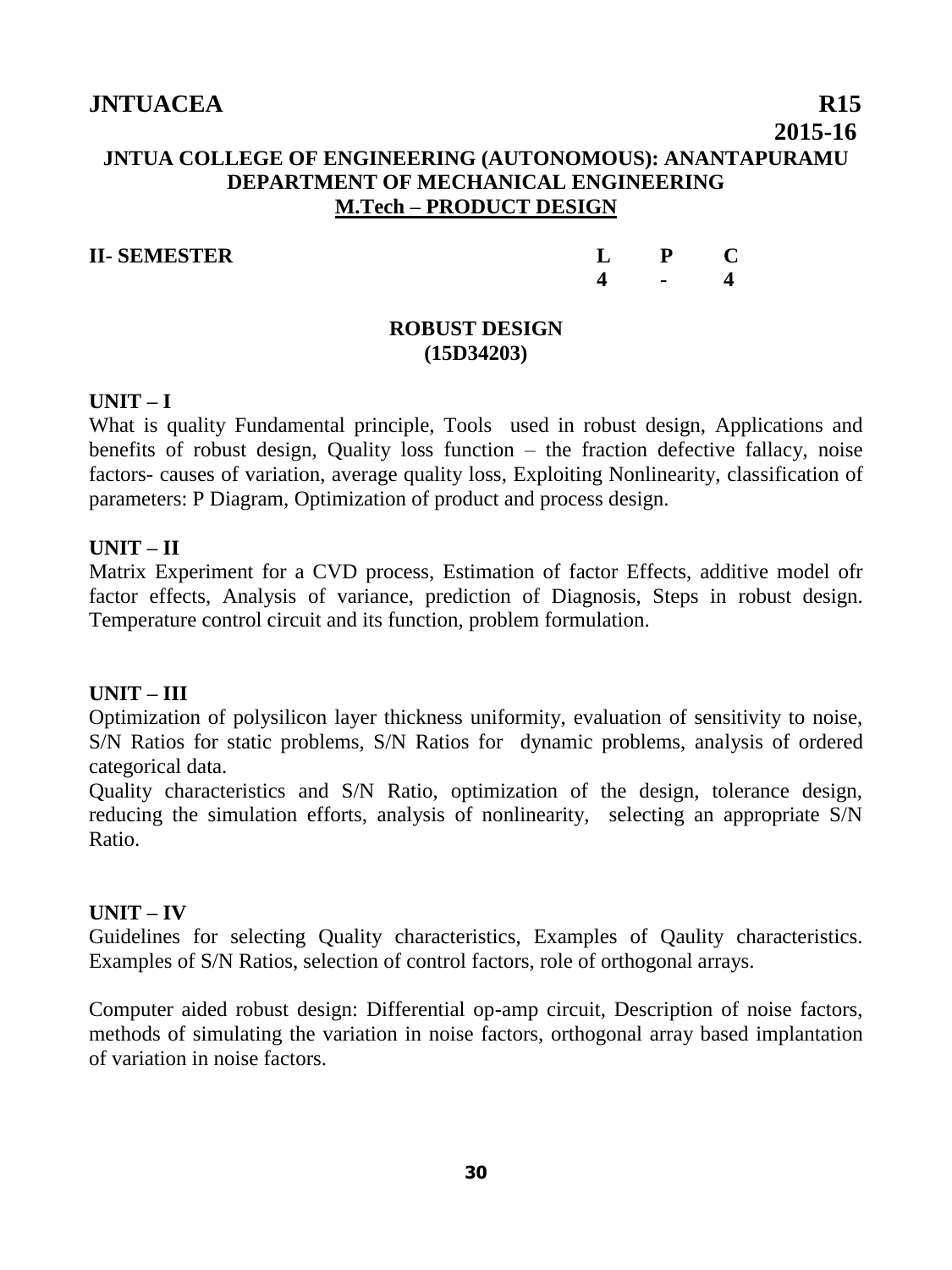**JNTUACEA** **R15**

**2015-16**

**JNTUA COLLEGE OF ENGINEERING (AUTONOMOUS): ANANTAPURAMU**
**DEPARTMENT OF MECHANICAL ENGINEERING**
**M.Tech – PRODUCT DESIGN**

| **II- SEMESTER** | **L** | **P** | **C** |
|---|---|---|---|
| | **4** | **-** | **4** |

## ROBUST DESIGN
## (15D34203)

**UNIT – I**

What is quality Fundamental principle, Tools used in robust design, Applications and benefits of robust design, Quality loss function – the fraction defective fallacy, noise factors- causes of variation, average quality loss, Exploiting Nonlinearity, classification of parameters: P Diagram, Optimization of product and process design.

**UNIT – II**

Matrix Experiment for a CVD process, Estimation of factor Effects, additive model ofr factor effects, Analysis of variance, prediction of Diagnosis, Steps in robust design. Temperature control circuit and its function, problem formulation.

**UNIT – III**

Optimization of polysilicon layer thickness uniformity, evaluation of sensitivity to noise, S/N Ratios for static problems, S/N Ratios for dynamic problems, analysis of ordered categorical data.

Quality characteristics and S/N Ratio, optimization of the design, tolerance design, reducing the simulation efforts, analysis of nonlinearity, selecting an appropriate S/N Ratio.

**UNIT – IV**

Guidelines for selecting Quality characteristics, Examples of Qaulity characteristics. Examples of S/N Ratios, selection of control factors, role of orthogonal arrays.

Computer aided robust design: Differential op-amp circuit, Description of noise factors, methods of simulating the variation in noise factors, orthogonal array based implantation of variation in noise factors.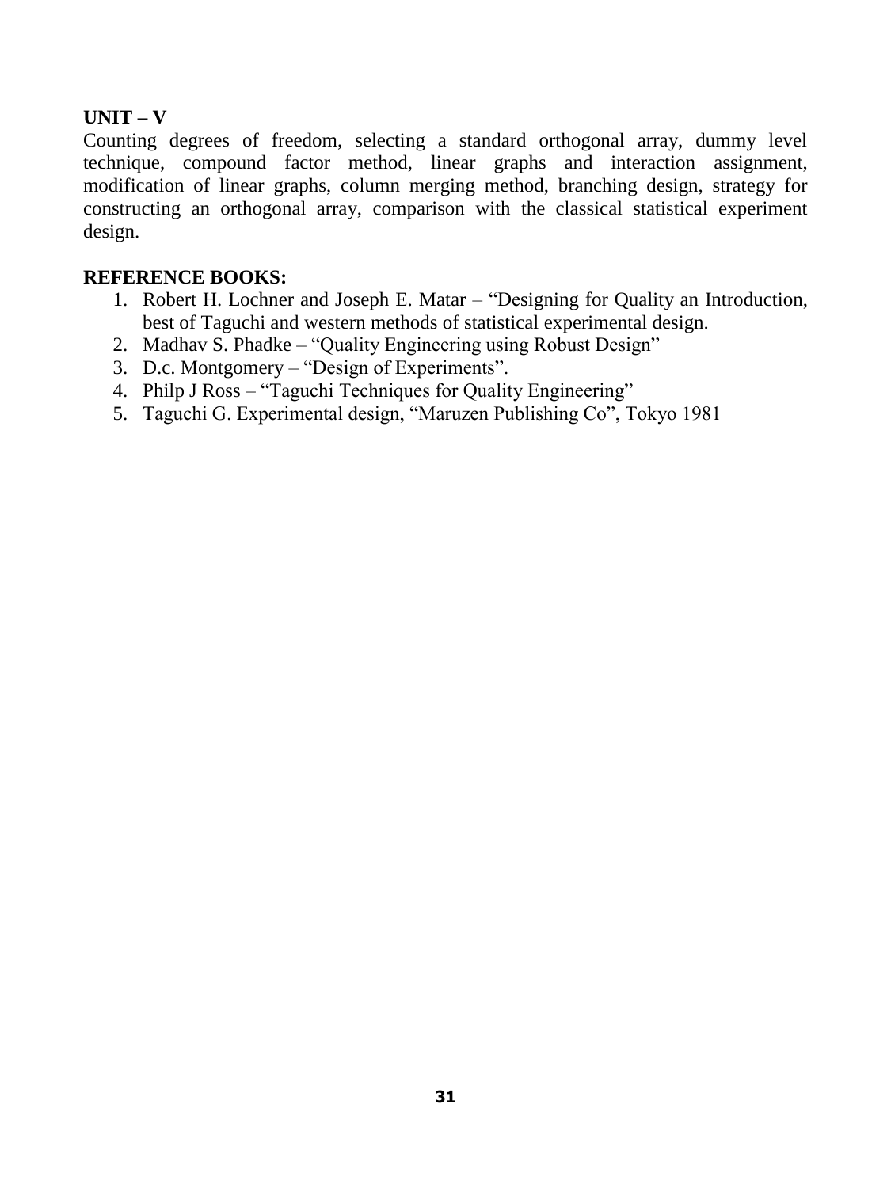**UNIT – V**

Counting degrees of freedom, selecting a standard orthogonal array, dummy level technique, compound factor method, linear graphs and interaction assignment, modification of linear graphs, column merging method, branching design, strategy for constructing an orthogonal array, comparison with the classical statistical experiment design.

**REFERENCE BOOKS:**

1. Robert H. Lochner and Joseph E. Matar – "Designing for Quality an Introduction, best of Taguchi and western methods of statistical experimental design.
2. Madhav S. Phadke – "Quality Engineering using Robust Design"
3. D.c. Montgomery – "Design of Experiments".
4. Philp J Ross – "Taguchi Techniques for Quality Engineering"
5. Taguchi G. Experimental design, "Maruzen Publishing Co", Tokyo 1981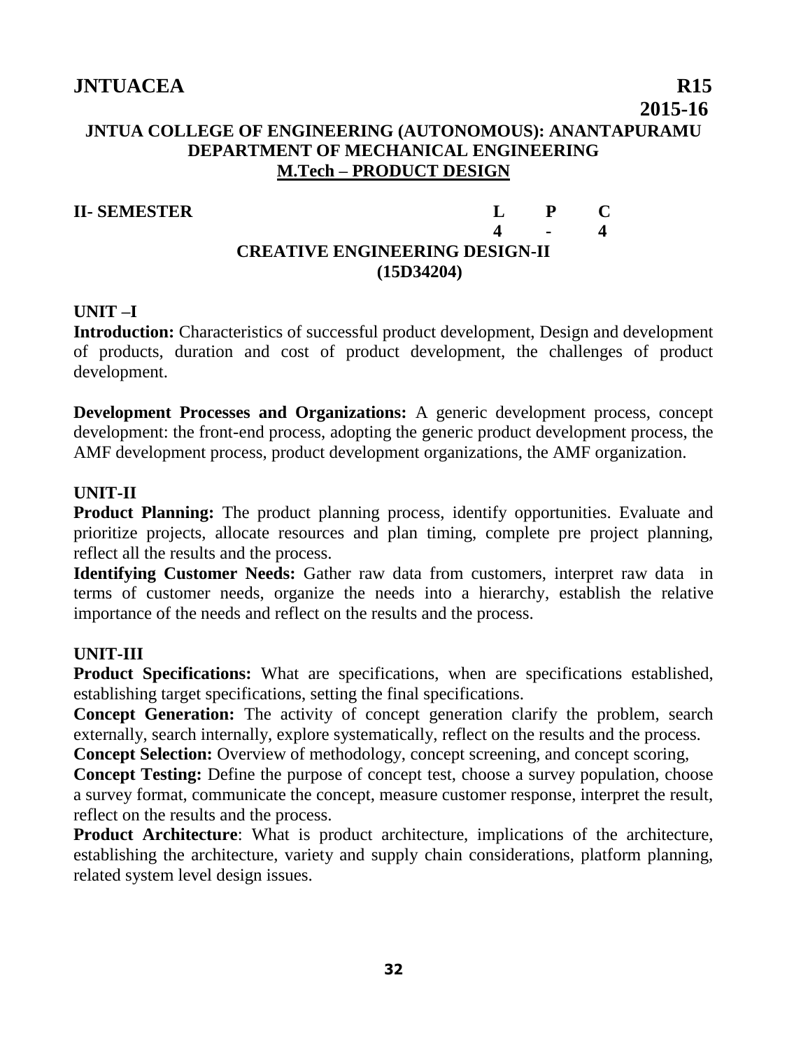**JNTUACEA** **R15**
**2015-16**

# JNTUA COLLEGE OF ENGINEERING (AUTONOMOUS): ANANTAPURAMU
## DEPARTMENT OF MECHANICAL ENGINEERING
## M.Tech – PRODUCT DESIGN

| II- SEMESTER | L | P | C |
|---|---|---|---|
| | 4 | - | 4 |

### CREATIVE ENGINEERING DESIGN-II
### (15D34204)

**UNIT –I**

**Introduction:** Characteristics of successful product development, Design and development of products, duration and cost of product development, the challenges of product development.

**Development Processes and Organizations:** A generic development process, concept development: the front-end process, adopting the generic product development process, the AMF development process, product development organizations, the AMF organization.

**UNIT-II**

**Product Planning:** The product planning process, identify opportunities. Evaluate and prioritize projects, allocate resources and plan timing, complete pre project planning, reflect all the results and the process.

**Identifying Customer Needs:** Gather raw data from customers, interpret raw data in terms of customer needs, organize the needs into a hierarchy, establish the relative importance of the needs and reflect on the results and the process.

**UNIT-III**

**Product Specifications:** What are specifications, when are specifications established, establishing target specifications, setting the final specifications.

**Concept Generation:** The activity of concept generation clarify the problem, search externally, search internally, explore systematically, reflect on the results and the process.

**Concept Selection:** Overview of methodology, concept screening, and concept scoring,

**Concept Testing:** Define the purpose of concept test, choose a survey population, choose a survey format, communicate the concept, measure customer response, interpret the result, reflect on the results and the process.

**Product Architecture**: What is product architecture, implications of the architecture, establishing the architecture, variety and supply chain considerations, platform planning, related system level design issues.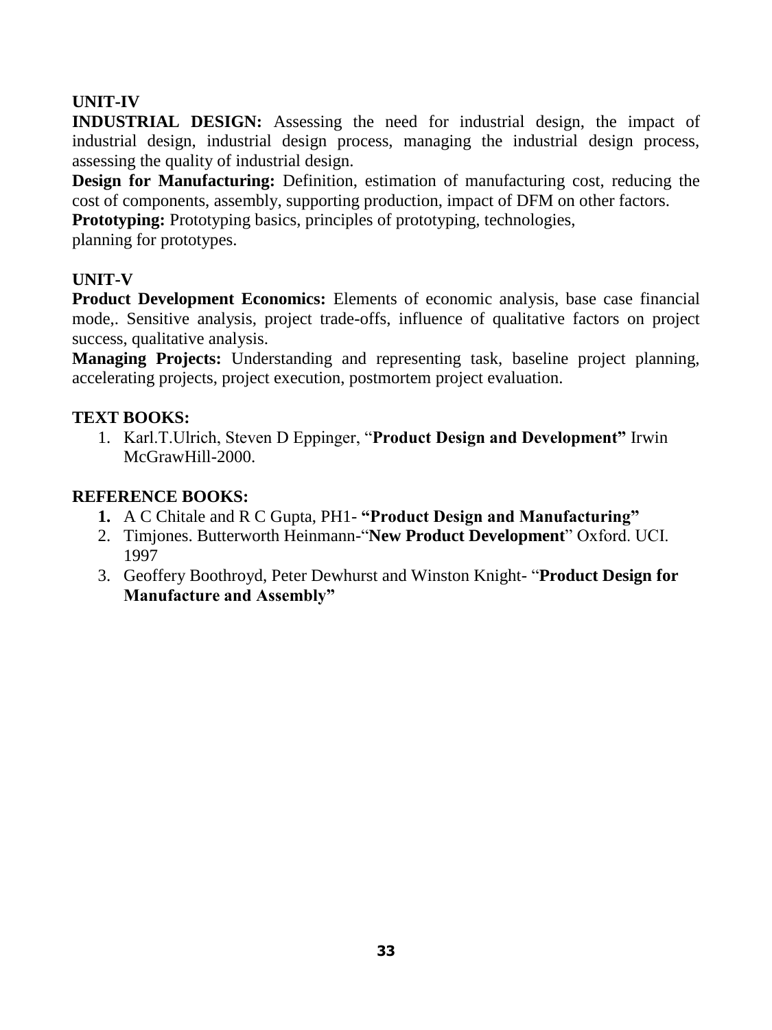## UNIT-IV

**INDUSTRIAL DESIGN:** Assessing the need for industrial design, the impact of industrial design, industrial design process, managing the industrial design process, assessing the quality of industrial design.

**Design for Manufacturing:** Definition, estimation of manufacturing cost, reducing the cost of components, assembly, supporting production, impact of DFM on other factors.

**Prototyping:** Prototyping basics, principles of prototyping, technologies, planning for prototypes.

## UNIT-V

**Product Development Economics:** Elements of economic analysis, base case financial mode,. Sensitive analysis, project trade-offs, influence of qualitative factors on project success, qualitative analysis.

**Managing Projects:** Understanding and representing task, baseline project planning, accelerating projects, project execution, postmortem project evaluation.

## TEXT BOOKS:

1. Karl.T.Ulrich, Steven D Eppinger, "**Product Design and Development"** Irwin McGrawHill-2000.

## REFERENCE BOOKS:

1. A C Chitale and R C Gupta, PH1- **"Product Design and Manufacturing"**
2. Timjones. Butterworth Heinmann-"**New Product Development**" Oxford. UCI. 1997
3. Geoffery Boothroyd, Peter Dewhurst and Winston Knight- "**Product Design for Manufacture and Assembly"**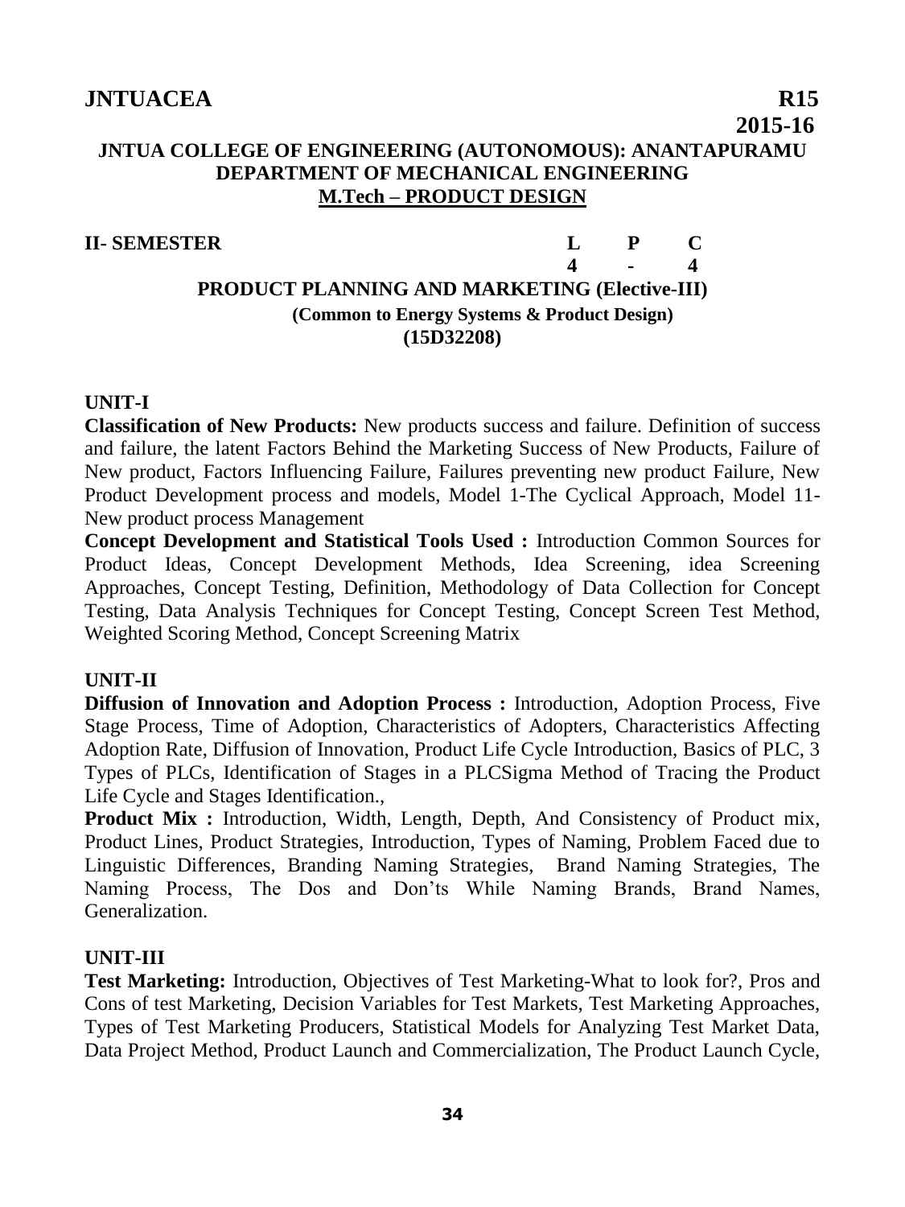**JNTUACEA** **R15**

**2015-16**

**JNTUA COLLEGE OF ENGINEERING (AUTONOMOUS): ANANTAPURAMU**
**DEPARTMENT OF MECHANICAL ENGINEERING**
**M.Tech – PRODUCT DESIGN**

| **II- SEMESTER** | **L** | **P** | **C** |
|---|---|---|---|
| | **4** | **-** | **4** |

## PRODUCT PLANNING AND MARKETING (Elective-III)

**(Common to Energy Systems & Product Design)**
**(15D32208)**

### UNIT-I

**Classification of New Products:** New products success and failure. Definition of success and failure, the latent Factors Behind the Marketing Success of New Products, Failure of New product, Factors Influencing Failure, Failures preventing new product Failure, New Product Development process and models, Model 1-The Cyclical Approach, Model 11-New product process Management

**Concept Development and Statistical Tools Used :** Introduction Common Sources for Product Ideas, Concept Development Methods, Idea Screening, idea Screening Approaches, Concept Testing, Definition, Methodology of Data Collection for Concept Testing, Data Analysis Techniques for Concept Testing, Concept Screen Test Method, Weighted Scoring Method, Concept Screening Matrix

### UNIT-II

**Diffusion of Innovation and Adoption Process :** Introduction, Adoption Process, Five Stage Process, Time of Adoption, Characteristics of Adopters, Characteristics Affecting Adoption Rate, Diffusion of Innovation, Product Life Cycle Introduction, Basics of PLC, 3 Types of PLCs, Identification of Stages in a PLCSigma Method of Tracing the Product Life Cycle and Stages Identification.,

**Product Mix :** Introduction, Width, Length, Depth, And Consistency of Product mix, Product Lines, Product Strategies, Introduction, Types of Naming, Problem Faced due to Linguistic Differences, Branding Naming Strategies, Brand Naming Strategies, The Naming Process, The Dos and Don'ts While Naming Brands, Brand Names, Generalization.

### UNIT-III

**Test Marketing:** Introduction, Objectives of Test Marketing-What to look for?, Pros and Cons of test Marketing, Decision Variables for Test Markets, Test Marketing Approaches, Types of Test Marketing Producers, Statistical Models for Analyzing Test Market Data, Data Project Method, Product Launch and Commercialization, The Product Launch Cycle,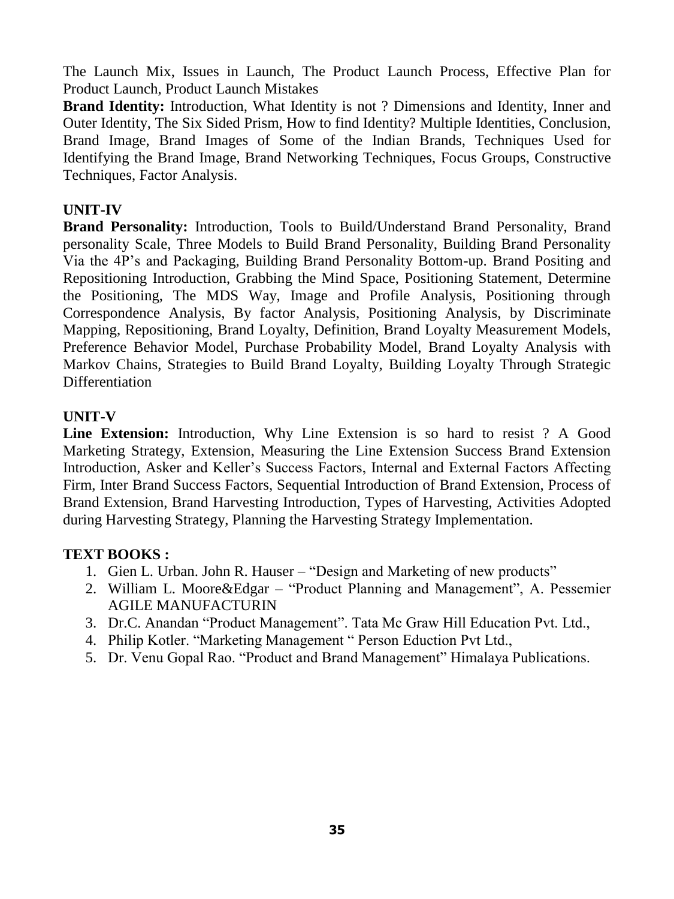The Launch Mix, Issues in Launch, The Product Launch Process, Effective Plan for Product Launch, Product Launch Mistakes

**Brand Identity:** Introduction, What Identity is not ? Dimensions and Identity, Inner and Outer Identity, The Six Sided Prism, How to find Identity? Multiple Identities, Conclusion, Brand Image, Brand Images of Some of the Indian Brands, Techniques Used for Identifying the Brand Image, Brand Networking Techniques, Focus Groups, Constructive Techniques, Factor Analysis.

**UNIT-IV**

**Brand Personality:** Introduction, Tools to Build/Understand Brand Personality, Brand personality Scale, Three Models to Build Brand Personality, Building Brand Personality Via the 4P's and Packaging, Building Brand Personality Bottom-up. Brand Positing and Repositioning Introduction, Grabbing the Mind Space, Positioning Statement, Determine the Positioning, The MDS Way, Image and Profile Analysis, Positioning through Correspondence Analysis, By factor Analysis, Positioning Analysis, by Discriminate Mapping, Repositioning, Brand Loyalty, Definition, Brand Loyalty Measurement Models, Preference Behavior Model, Purchase Probability Model, Brand Loyalty Analysis with Markov Chains, Strategies to Build Brand Loyalty, Building Loyalty Through Strategic Differentiation

**UNIT-V**

**Line Extension:** Introduction, Why Line Extension is so hard to resist ? A Good Marketing Strategy, Extension, Measuring the Line Extension Success Brand Extension Introduction, Asker and Keller's Success Factors, Internal and External Factors Affecting Firm, Inter Brand Success Factors, Sequential Introduction of Brand Extension, Process of Brand Extension, Brand Harvesting Introduction, Types of Harvesting, Activities Adopted during Harvesting Strategy, Planning the Harvesting Strategy Implementation.

**TEXT BOOKS :**

1. Gien L. Urban. John R. Hauser – "Design and Marketing of new products"
2. William L. Moore&Edgar – "Product Planning and Management", A. Pessemier AGILE MANUFACTURIN
3. Dr.C. Anandan "Product Management". Tata Mc Graw Hill Education Pvt. Ltd.,
4. Philip Kotler. "Marketing Management " Person Eduction Pvt Ltd.,
5. Dr. Venu Gopal Rao. "Product and Brand Management" Himalaya Publications.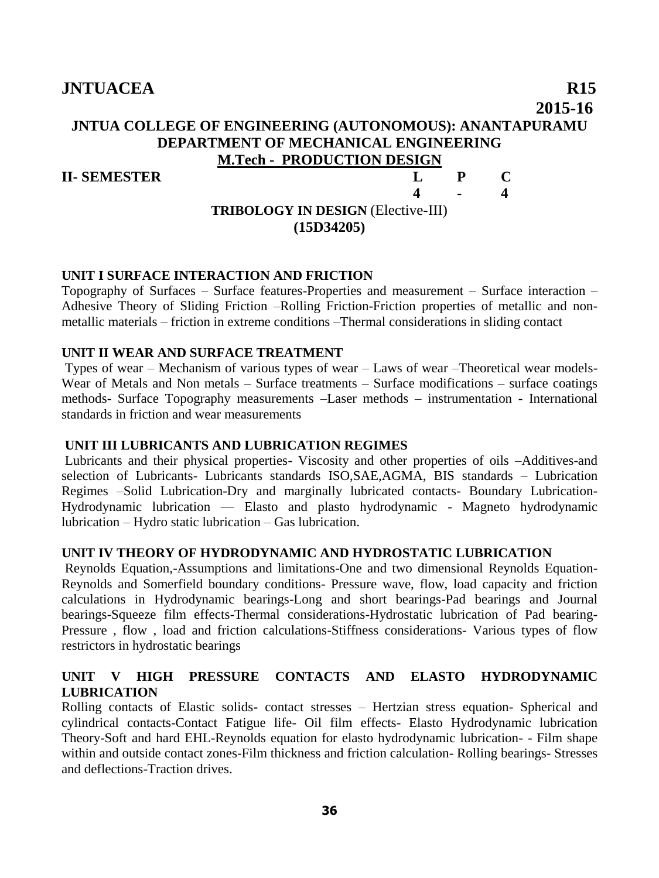**JNTUACEA** **R15**

**2015-16**

## JNTUA COLLEGE OF ENGINEERING (AUTONOMOUS): ANANTAPURAMU
## DEPARTMENT OF MECHANICAL ENGINEERING
## M.Tech - PRODUCTION DESIGN

| **II- SEMESTER** | **L** | **P** | **C** |
|---|---|---|---|
| | **4** | **-** | **4** |

### TRIBOLOGY IN DESIGN (Elective-III)
### (15D34205)

**UNIT I SURFACE INTERACTION AND FRICTION**

Topography of Surfaces – Surface features-Properties and measurement – Surface interaction – Adhesive Theory of Sliding Friction –Rolling Friction-Friction properties of metallic and non-metallic materials – friction in extreme conditions –Thermal considerations in sliding contact

**UNIT II WEAR AND SURFACE TREATMENT**

Types of wear – Mechanism of various types of wear – Laws of wear –Theoretical wear models-Wear of Metals and Non metals – Surface treatments – Surface modifications – surface coatings methods- Surface Topography measurements –Laser methods – instrumentation - International standards in friction and wear measurements

**UNIT III LUBRICANTS AND LUBRICATION REGIMES**

Lubricants and their physical properties- Viscosity and other properties of oils –Additives-and selection of Lubricants- Lubricants standards ISO,SAE,AGMA, BIS standards – Lubrication Regimes –Solid Lubrication-Dry and marginally lubricated contacts- Boundary Lubrication-Hydrodynamic lubrication –– Elasto and plasto hydrodynamic - Magneto hydrodynamic lubrication – Hydro static lubrication – Gas lubrication.

**UNIT IV THEORY OF HYDRODYNAMIC AND HYDROSTATIC LUBRICATION**

Reynolds Equation,-Assumptions and limitations-One and two dimensional Reynolds Equation-Reynolds and Somerfield boundary conditions- Pressure wave, flow, load capacity and friction calculations in Hydrodynamic bearings-Long and short bearings-Pad bearings and Journal bearings-Squeeze film effects-Thermal considerations-Hydrostatic lubrication of Pad bearing-Pressure , flow , load and friction calculations-Stiffness considerations- Various types of flow restrictors in hydrostatic bearings

**UNIT V HIGH PRESSURE CONTACTS AND ELASTO HYDRODYNAMIC LUBRICATION**

Rolling contacts of Elastic solids- contact stresses – Hertzian stress equation- Spherical and cylindrical contacts-Contact Fatigue life- Oil film effects- Elasto Hydrodynamic lubrication Theory-Soft and hard EHL-Reynolds equation for elasto hydrodynamic lubrication- - Film shape within and outside contact zones-Film thickness and friction calculation- Rolling bearings- Stresses and deflections-Traction drives.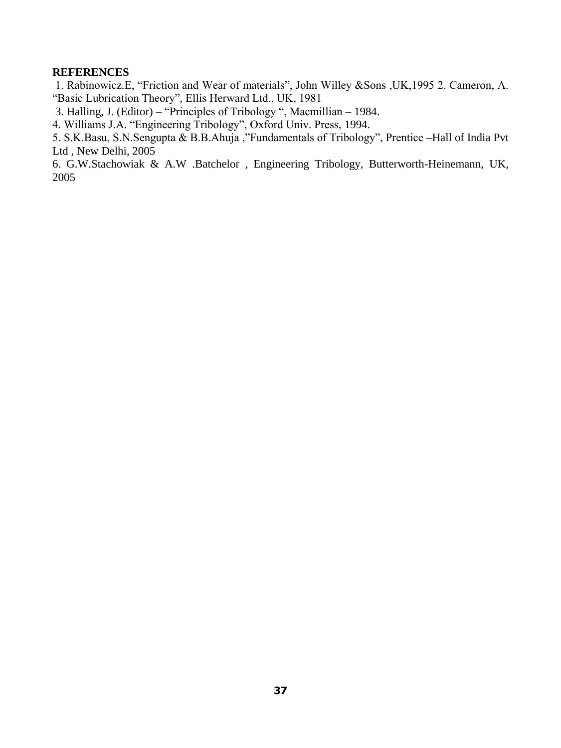**REFERENCES**

1. Rabinowicz.E, "Friction and Wear of materials", John Willey &Sons ,UK,1995 2. Cameron, A. "Basic Lubrication Theory", Ellis Herward Ltd., UK, 1981
3. Halling, J. (Editor) – "Principles of Tribology ", Macmillian – 1984.
4. Williams J.A. "Engineering Tribology", Oxford Univ. Press, 1994.
5. S.K.Basu, S.N.Sengupta & B.B.Ahuja ,"Fundamentals of Tribology", Prentice –Hall of India Pvt Ltd , New Delhi, 2005
6. G.W.Stachowiak & A.W .Batchelor , Engineering Tribology, Butterworth-Heinemann, UK, 2005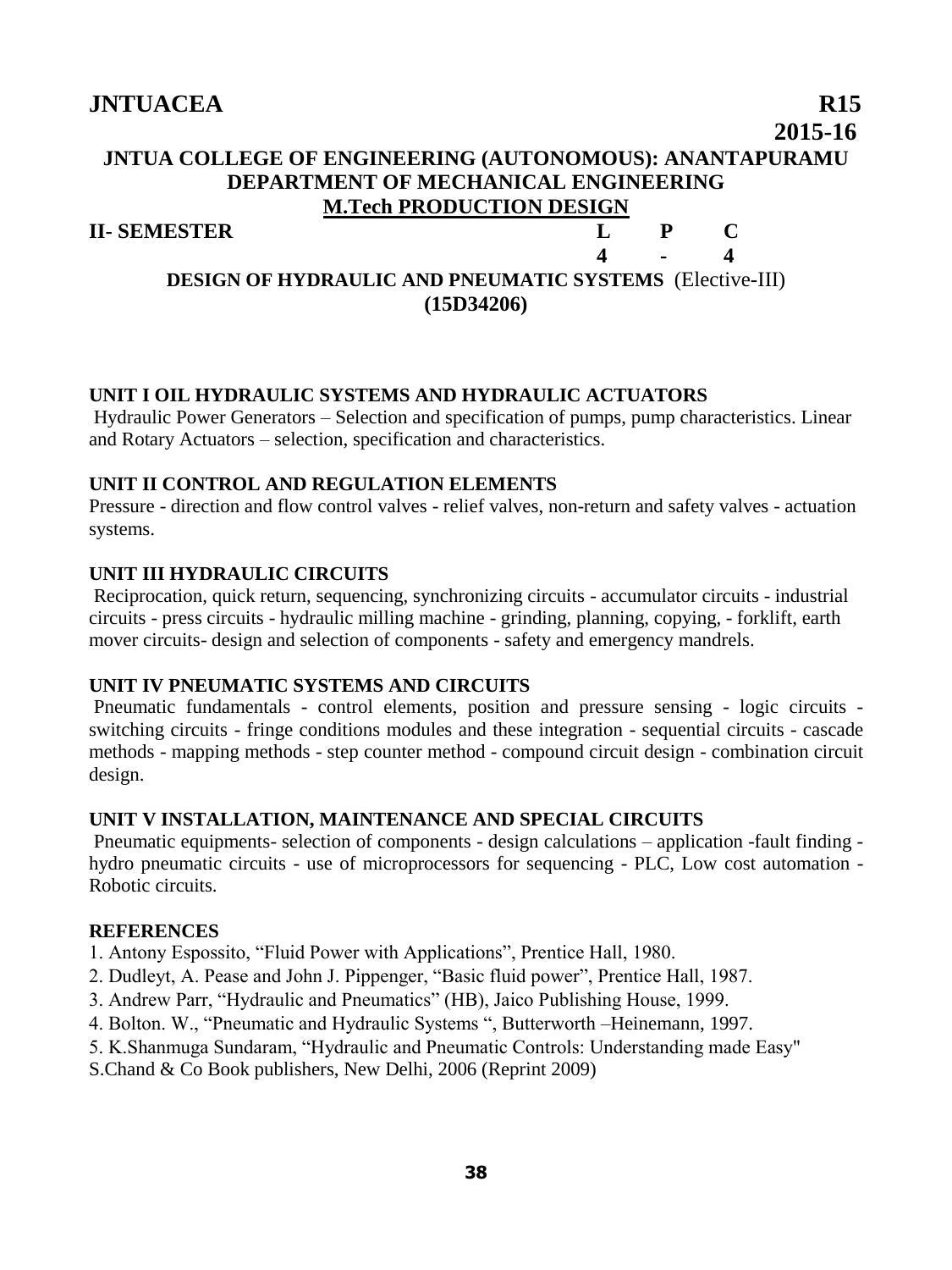**JNTUACEA** **R15**

**2015-16**

## JNTUA COLLEGE OF ENGINEERING (AUTONOMOUS): ANANTAPURAMU
## DEPARTMENT OF MECHANICAL ENGINEERING
## M.Tech PRODUCTION DESIGN

| II- SEMESTER | L | P | C |
|---|---|---|---|
| | 4 | - | 4 |

### DESIGN OF HYDRAULIC AND PNEUMATIC SYSTEMS (Elective-III)
### (15D34206)

**UNIT I OIL HYDRAULIC SYSTEMS AND HYDRAULIC ACTUATORS**

Hydraulic Power Generators – Selection and specification of pumps, pump characteristics. Linear and Rotary Actuators – selection, specification and characteristics.

**UNIT II CONTROL AND REGULATION ELEMENTS**

Pressure - direction and flow control valves - relief valves, non-return and safety valves - actuation systems.

**UNIT III HYDRAULIC CIRCUITS**

Reciprocation, quick return, sequencing, synchronizing circuits - accumulator circuits - industrial circuits - press circuits - hydraulic milling machine - grinding, planning, copying, - forklift, earth mover circuits- design and selection of components - safety and emergency mandrels.

**UNIT IV PNEUMATIC SYSTEMS AND CIRCUITS**

Pneumatic fundamentals - control elements, position and pressure sensing - logic circuits - switching circuits - fringe conditions modules and these integration - sequential circuits - cascade methods - mapping methods - step counter method - compound circuit design - combination circuit design.

**UNIT V INSTALLATION, MAINTENANCE AND SPECIAL CIRCUITS**

Pneumatic equipments- selection of components - design calculations – application -fault finding - hydro pneumatic circuits - use of microprocessors for sequencing - PLC, Low cost automation - Robotic circuits.

**REFERENCES**

1. Antony Espossito, "Fluid Power with Applications", Prentice Hall, 1980.
2. Dudleyt, A. Pease and John J. Pippenger, "Basic fluid power", Prentice Hall, 1987.
3. Andrew Parr, "Hydraulic and Pneumatics" (HB), Jaico Publishing House, 1999.
4. Bolton. W., "Pneumatic and Hydraulic Systems ", Butterworth –Heinemann, 1997.
5. K.Shanmuga Sundaram, "Hydraulic and Pneumatic Controls: Understanding made Easy" S.Chand & Co Book publishers, New Delhi, 2006 (Reprint 2009)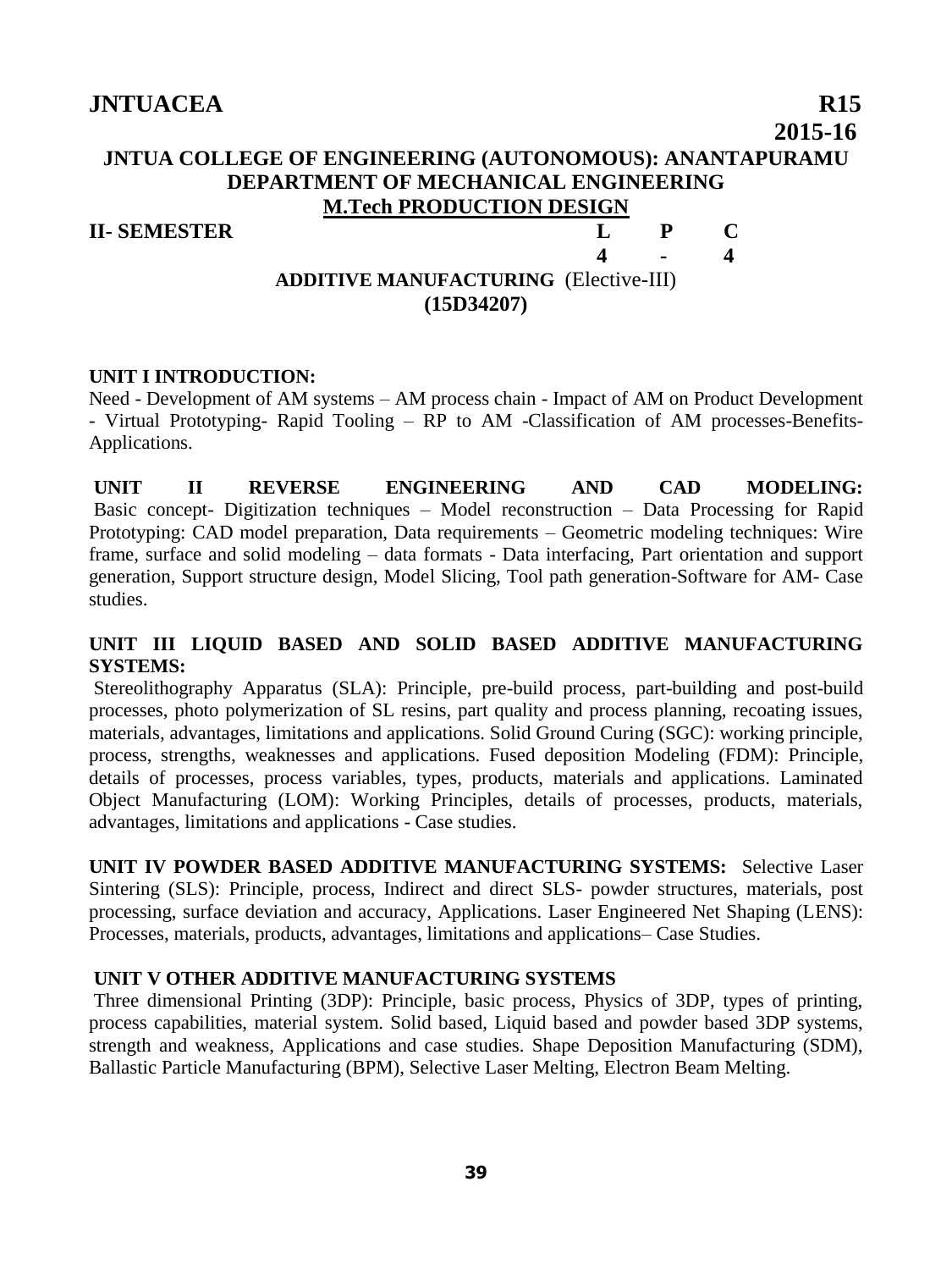**JNTUACEA** **R15 2015-16**

# JNTUA COLLEGE OF ENGINEERING (AUTONOMOUS): ANANTAPURAMU

## DEPARTMENT OF MECHANICAL ENGINEERING

## M.Tech PRODUCTION DESIGN

| II- SEMESTER | L | P | C |
|---|---|---|---|
| | 4 | - | 4 |

### ADDITIVE MANUFACTURING (Elective-III)
### (15D34207)

**UNIT I INTRODUCTION:**
Need - Development of AM systems – AM process chain - Impact of AM on Product Development - Virtual Prototyping- Rapid Tooling – RP to AM -Classification of AM processes-Benefits-Applications.

**UNIT II REVERSE ENGINEERING AND CAD MODELING:**
Basic concept- Digitization techniques – Model reconstruction – Data Processing for Rapid Prototyping: CAD model preparation, Data requirements – Geometric modeling techniques: Wire frame, surface and solid modeling – data formats - Data interfacing, Part orientation and support generation, Support structure design, Model Slicing, Tool path generation-Software for AM- Case studies.

**UNIT III LIQUID BASED AND SOLID BASED ADDITIVE MANUFACTURING SYSTEMS:**
Stereolithography Apparatus (SLA): Principle, pre-build process, part-building and post-build processes, photo polymerization of SL resins, part quality and process planning, recoating issues, materials, advantages, limitations and applications. Solid Ground Curing (SGC): working principle, process, strengths, weaknesses and applications. Fused deposition Modeling (FDM): Principle, details of processes, process variables, types, products, materials and applications. Laminated Object Manufacturing (LOM): Working Principles, details of processes, products, materials, advantages, limitations and applications - Case studies.

**UNIT IV POWDER BASED ADDITIVE MANUFACTURING SYSTEMS:** Selective Laser Sintering (SLS): Principle, process, Indirect and direct SLS- powder structures, materials, post processing, surface deviation and accuracy, Applications. Laser Engineered Net Shaping (LENS): Processes, materials, products, advantages, limitations and applications– Case Studies.

**UNIT V OTHER ADDITIVE MANUFACTURING SYSTEMS**
Three dimensional Printing (3DP): Principle, basic process, Physics of 3DP, types of printing, process capabilities, material system. Solid based, Liquid based and powder based 3DP systems, strength and weakness, Applications and case studies. Shape Deposition Manufacturing (SDM), Ballastic Particle Manufacturing (BPM), Selective Laser Melting, Electron Beam Melting.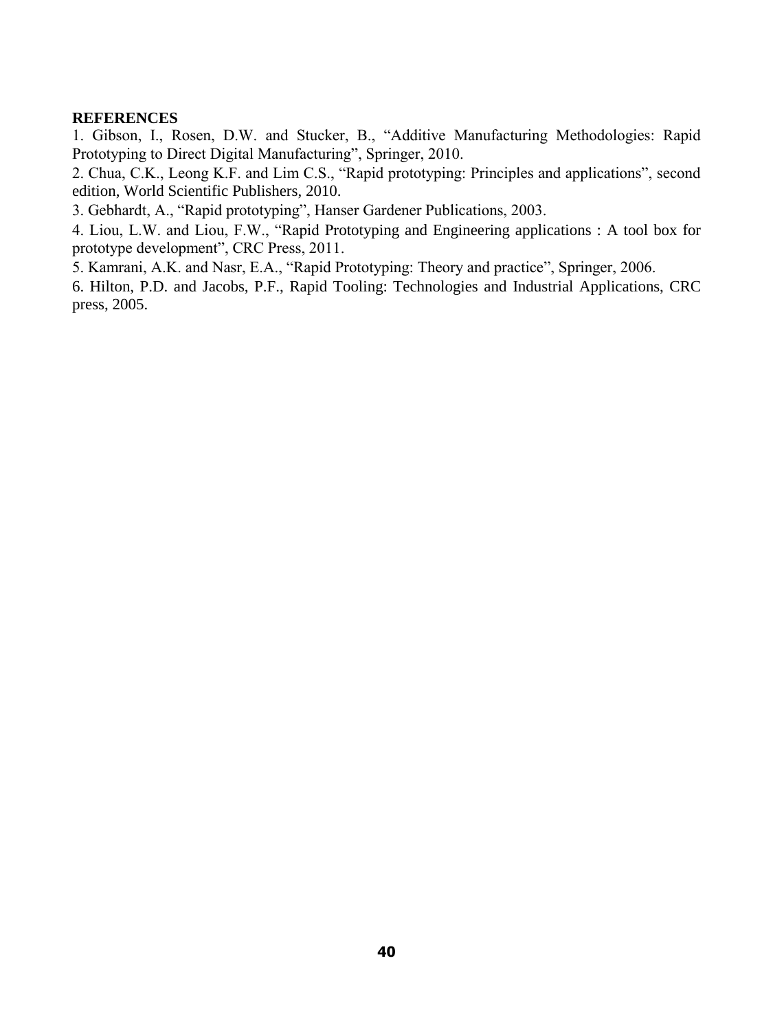**REFERENCES**

1. Gibson, I., Rosen, D.W. and Stucker, B., "Additive Manufacturing Methodologies: Rapid Prototyping to Direct Digital Manufacturing", Springer, 2010.
2. Chua, C.K., Leong K.F. and Lim C.S., "Rapid prototyping: Principles and applications", second edition, World Scientific Publishers, 2010.
3. Gebhardt, A., "Rapid prototyping", Hanser Gardener Publications, 2003.
4. Liou, L.W. and Liou, F.W., "Rapid Prototyping and Engineering applications : A tool box for prototype development", CRC Press, 2011.
5. Kamrani, A.K. and Nasr, E.A., "Rapid Prototyping: Theory and practice", Springer, 2006.
6. Hilton, P.D. and Jacobs, P.F., Rapid Tooling: Technologies and Industrial Applications, CRC press, 2005.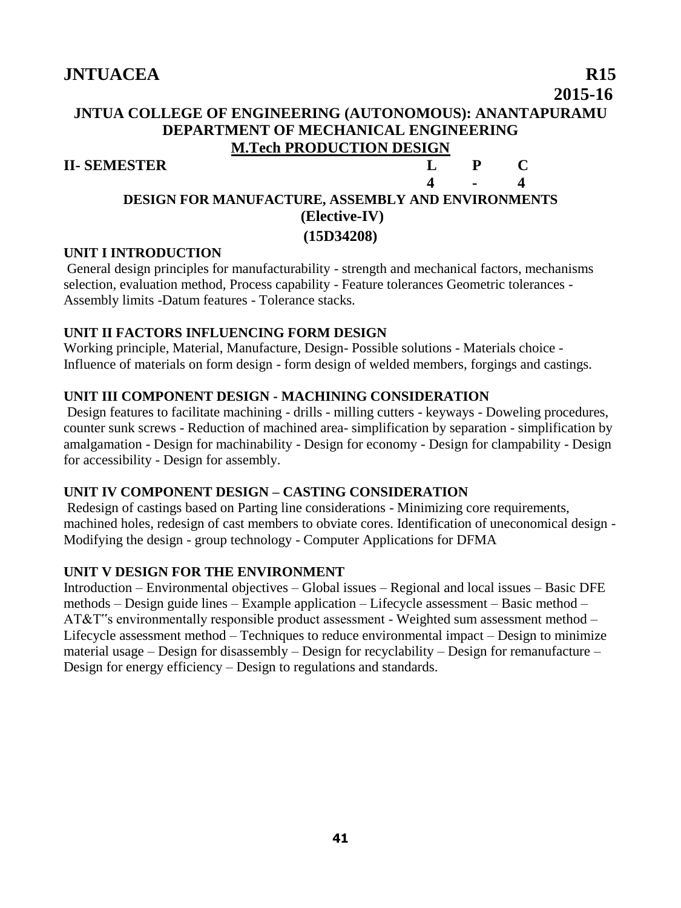**JNTUACEA** **R15**

**2015-16**

**JNTUA COLLEGE OF ENGINEERING (AUTONOMOUS): ANANTAPURAMU**
**DEPARTMENT OF MECHANICAL ENGINEERING**
**M.Tech PRODUCTION DESIGN**

| **II- SEMESTER** | **L** | **P** | **C** |
|---|---|---|---|
| | **4** | **-** | **4** |

## DESIGN FOR MANUFACTURE, ASSEMBLY AND ENVIRONMENTS (Elective-IV) (15D34208)

### UNIT I INTRODUCTION

General design principles for manufacturability - strength and mechanical factors, mechanisms selection, evaluation method, Process capability - Feature tolerances Geometric tolerances - Assembly limits -Datum features - Tolerance stacks.

### UNIT II FACTORS INFLUENCING FORM DESIGN

Working principle, Material, Manufacture, Design- Possible solutions - Materials choice - Influence of materials on form design - form design of welded members, forgings and castings.

### UNIT III COMPONENT DESIGN - MACHINING CONSIDERATION

Design features to facilitate machining - drills - milling cutters - keyways - Doweling procedures, counter sunk screws - Reduction of machined area- simplification by separation - simplification by amalgamation - Design for machinability - Design for economy - Design for clampability - Design for accessibility - Design for assembly.

### UNIT IV COMPONENT DESIGN – CASTING CONSIDERATION

Redesign of castings based on Parting line considerations - Minimizing core requirements, machined holes, redesign of cast members to obviate cores. Identification of uneconomical design - Modifying the design - group technology - Computer Applications for DFMA

### UNIT V DESIGN FOR THE ENVIRONMENT

Introduction – Environmental objectives – Global issues – Regional and local issues – Basic DFE methods – Design guide lines – Example application – Lifecycle assessment – Basic method – AT&T‟s environmentally responsible product assessment - Weighted sum assessment method – Lifecycle assessment method – Techniques to reduce environmental impact – Design to minimize material usage – Design for disassembly – Design for recyclability – Design for remanufacture – Design for energy efficiency – Design to regulations and standards.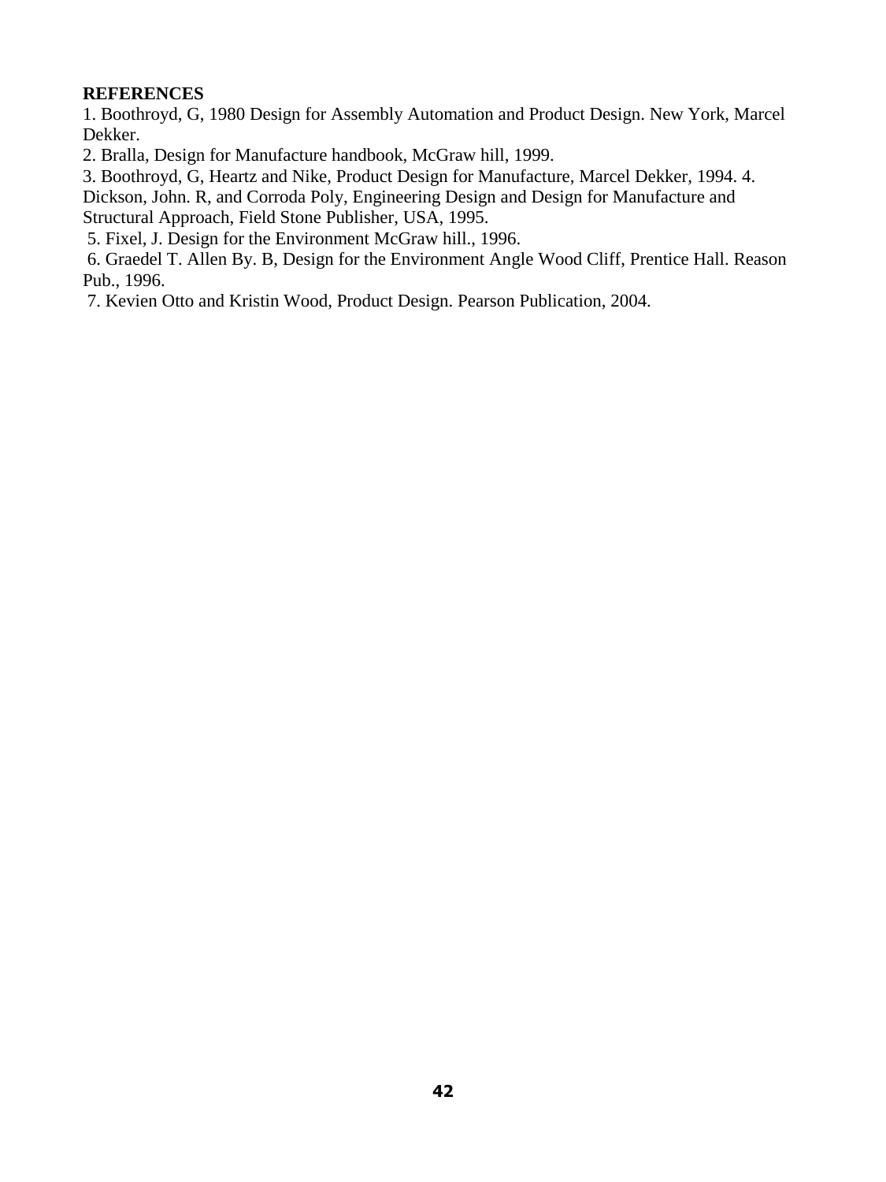**REFERENCES**

1. Boothroyd, G, 1980 Design for Assembly Automation and Product Design. New York, Marcel Dekker.
2. Bralla, Design for Manufacture handbook, McGraw hill, 1999.
3. Boothroyd, G, Heartz and Nike, Product Design for Manufacture, Marcel Dekker, 1994.
4. Dickson, John. R, and Corroda Poly, Engineering Design and Design for Manufacture and Structural Approach, Field Stone Publisher, USA, 1995.
5. Fixel, J. Design for the Environment McGraw hill., 1996.
6. Graedel T. Allen By. B, Design for the Environment Angle Wood Cliff, Prentice Hall. Reason Pub., 1996.
7. Kevien Otto and Kristin Wood, Product Design. Pearson Publication, 2004.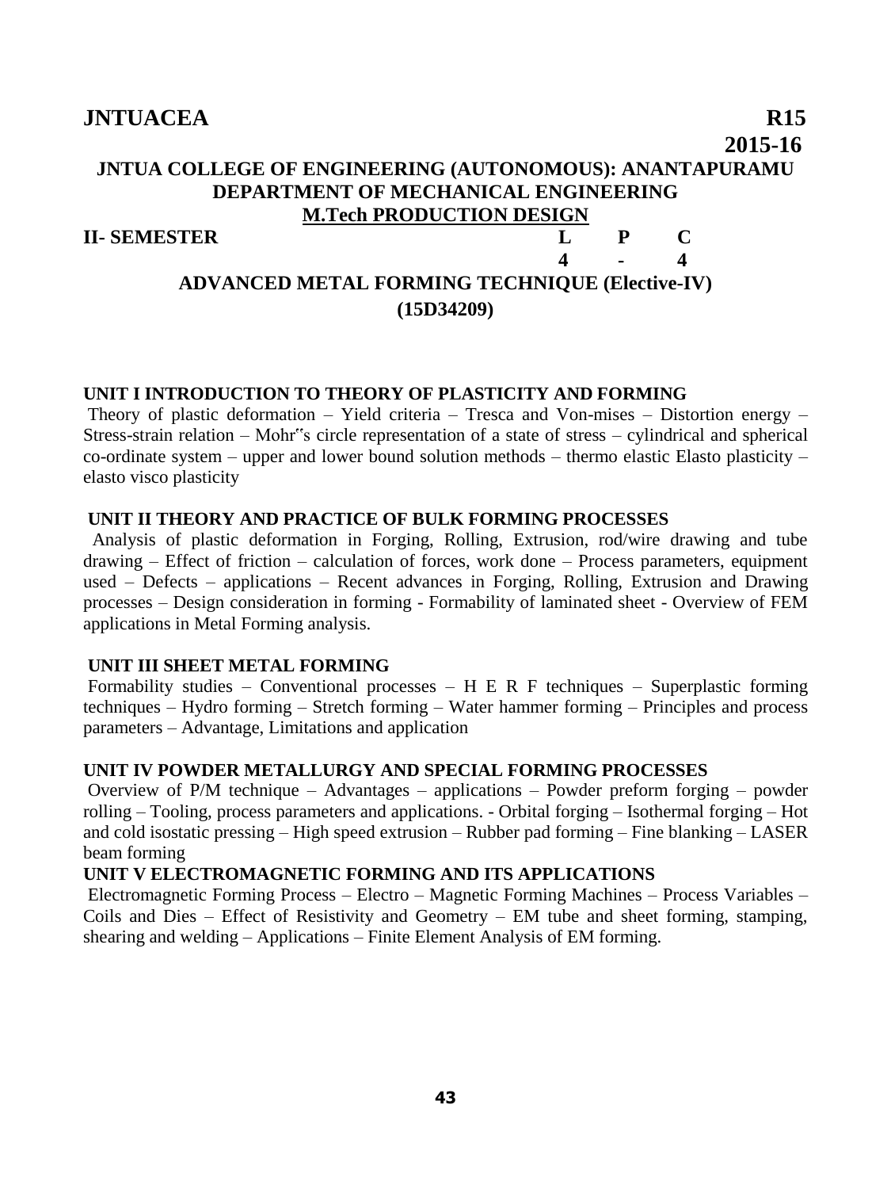**JNTUACEA** **R15**

**2015-16**

# JNTUA COLLEGE OF ENGINEERING (AUTONOMOUS): ANANTAPURAMU

## DEPARTMENT OF MECHANICAL ENGINEERING

## M.Tech PRODUCTION DESIGN

| II- SEMESTER | L | P | C |
|---|---|---|---|
| | 4 | - | 4 |

## ADVANCED METAL FORMING TECHNIQUE (Elective-IV)

## (15D34209)

### UNIT I INTRODUCTION TO THEORY OF PLASTICITY AND FORMING

Theory of plastic deformation – Yield criteria – Tresca and Von-mises – Distortion energy – Stress-strain relation – Mohr‟s circle representation of a state of stress – cylindrical and spherical co-ordinate system – upper and lower bound solution methods – thermo elastic Elasto plasticity – elasto visco plasticity

### UNIT II THEORY AND PRACTICE OF BULK FORMING PROCESSES

Analysis of plastic deformation in Forging, Rolling, Extrusion, rod/wire drawing and tube drawing – Effect of friction – calculation of forces, work done – Process parameters, equipment used – Defects – applications – Recent advances in Forging, Rolling, Extrusion and Drawing processes – Design consideration in forming - Formability of laminated sheet - Overview of FEM applications in Metal Forming analysis.

### UNIT III SHEET METAL FORMING

Formability studies – Conventional processes – H E R F techniques – Superplastic forming techniques – Hydro forming – Stretch forming – Water hammer forming – Principles and process parameters – Advantage, Limitations and application

### UNIT IV POWDER METALLURGY AND SPECIAL FORMING PROCESSES

Overview of P/M technique – Advantages – applications – Powder preform forging – powder rolling – Tooling, process parameters and applications. - Orbital forging – Isothermal forging – Hot and cold isostatic pressing – High speed extrusion – Rubber pad forming – Fine blanking – LASER beam forming

### UNIT V ELECTROMAGNETIC FORMING AND ITS APPLICATIONS

Electromagnetic Forming Process – Electro – Magnetic Forming Machines – Process Variables – Coils and Dies – Effect of Resistivity and Geometry – EM tube and sheet forming, stamping, shearing and welding – Applications – Finite Element Analysis of EM forming.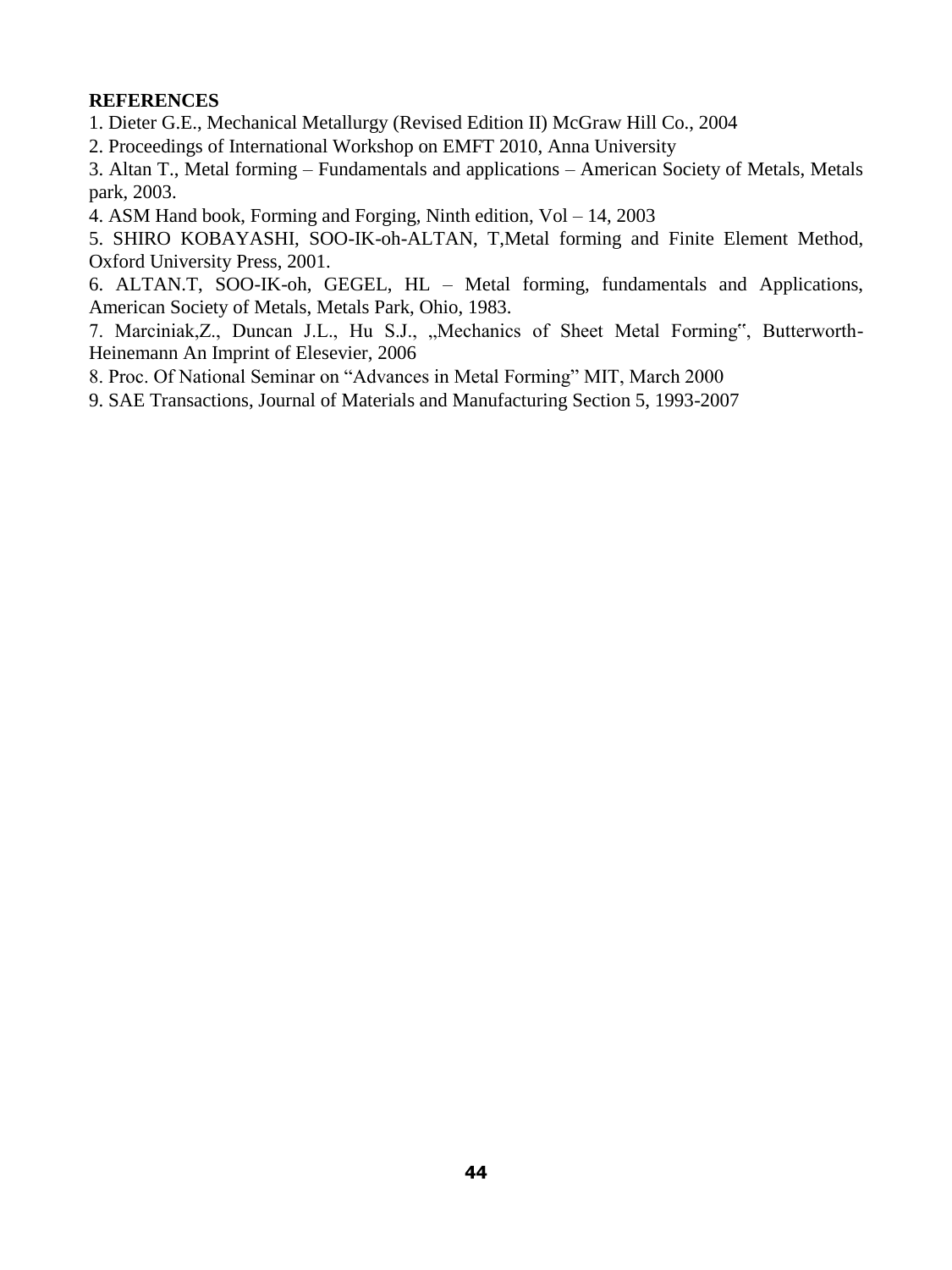**REFERENCES**

1. Dieter G.E., Mechanical Metallurgy (Revised Edition II) McGraw Hill Co., 2004
2. Proceedings of International Workshop on EMFT 2010, Anna University
3. Altan T., Metal forming – Fundamentals and applications – American Society of Metals, Metals park, 2003.
4. ASM Hand book, Forming and Forging, Ninth edition, Vol – 14, 2003
5. SHIRO KOBAYASHI, SOO-IK-oh-ALTAN, T,Metal forming and Finite Element Method, Oxford University Press, 2001.
6. ALTAN.T, SOO-IK-oh, GEGEL, HL – Metal forming, fundamentals and Applications, American Society of Metals, Metals Park, Ohio, 1983.
7. Marciniak,Z., Duncan J.L., Hu S.J., „Mechanics of Sheet Metal Forming", Butterworth-Heinemann An Imprint of Elesevier, 2006
8. Proc. Of National Seminar on "Advances in Metal Forming" MIT, March 2000
9. SAE Transactions, Journal of Materials and Manufacturing Section 5, 1993-2007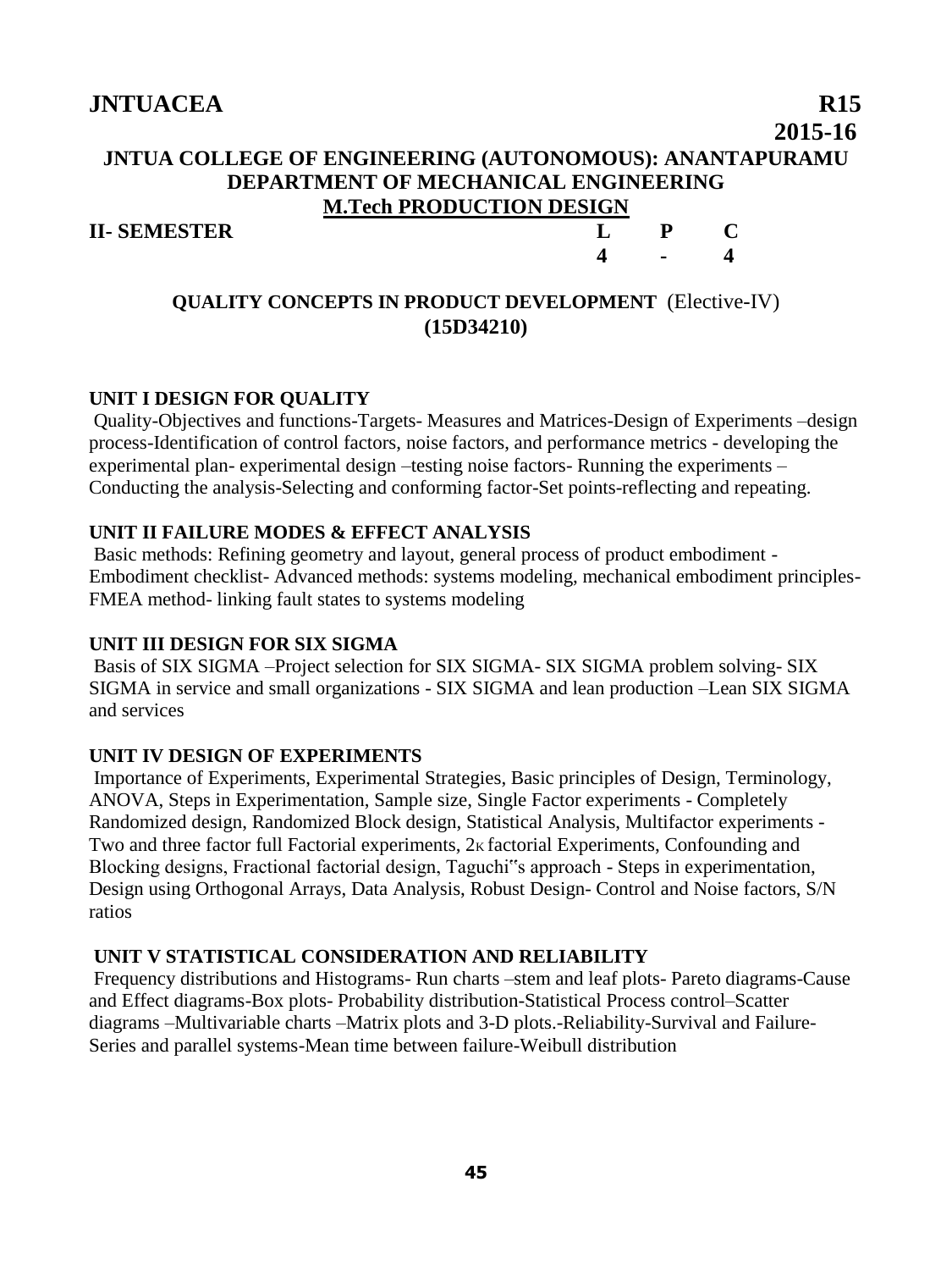**JNTUACEA** **R15**

**2015-16**

## JNTUA COLLEGE OF ENGINEERING (AUTONOMOUS): ANANTAPURAMU
## DEPARTMENT OF MECHANICAL ENGINEERING
## M.Tech PRODUCTION DESIGN

| **II- SEMESTER** | **L** | **P** | **C** |
|---|---|---|---|
| | **4** | **-** | **4** |

### QUALITY CONCEPTS IN PRODUCT DEVELOPMENT (Elective-IV)
### (15D34210)

**UNIT I DESIGN FOR QUALITY**

Quality-Objectives and functions-Targets- Measures and Matrices-Design of Experiments –design process-Identification of control factors, noise factors, and performance metrics - developing the experimental plan- experimental design –testing noise factors- Running the experiments –Conducting the analysis-Selecting and conforming factor-Set points-reflecting and repeating.

**UNIT II FAILURE MODES & EFFECT ANALYSIS**

Basic methods: Refining geometry and layout, general process of product embodiment - Embodiment checklist- Advanced methods: systems modeling, mechanical embodiment principles-FMEA method- linking fault states to systems modeling

**UNIT III DESIGN FOR SIX SIGMA**

Basis of SIX SIGMA –Project selection for SIX SIGMA- SIX SIGMA problem solving- SIX SIGMA in service and small organizations - SIX SIGMA and lean production –Lean SIX SIGMA and services

**UNIT IV DESIGN OF EXPERIMENTS**

Importance of Experiments, Experimental Strategies, Basic principles of Design, Terminology, ANOVA, Steps in Experimentation, Sample size, Single Factor experiments - Completely Randomized design, Randomized Block design, Statistical Analysis, Multifactor experiments - Two and three factor full Factorial experiments, $2^K$ factorial Experiments, Confounding and Blocking designs, Fractional factorial design, Taguchi"s approach - Steps in experimentation, Design using Orthogonal Arrays, Data Analysis, Robust Design- Control and Noise factors, S/N ratios

**UNIT V STATISTICAL CONSIDERATION AND RELIABILITY**

Frequency distributions and Histograms- Run charts –stem and leaf plots- Pareto diagrams-Cause and Effect diagrams-Box plots- Probability distribution-Statistical Process control–Scatter diagrams –Multivariable charts –Matrix plots and 3-D plots.-Reliability-Survival and Failure-Series and parallel systems-Mean time between failure-Weibull distribution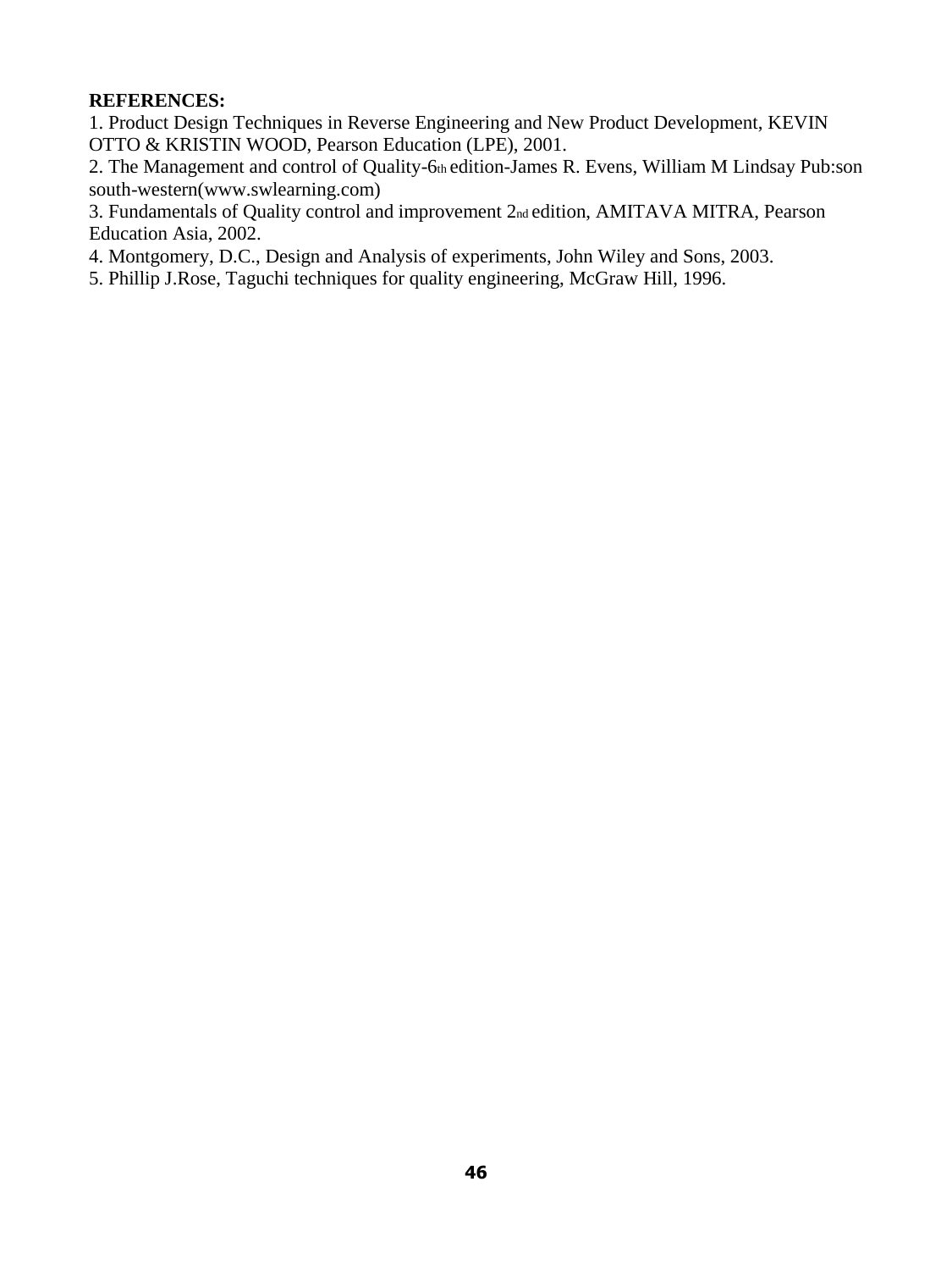**REFERENCES:**

1. Product Design Techniques in Reverse Engineering and New Product Development, KEVIN OTTO & KRISTIN WOOD, Pearson Education (LPE), 2001.
2. The Management and control of Quality-6th edition-James R. Evens, William M Lindsay Pub:son south-western(www.swlearning.com)
3. Fundamentals of Quality control and improvement 2nd edition, AMITAVA MITRA, Pearson Education Asia, 2002.
4. Montgomery, D.C., Design and Analysis of experiments, John Wiley and Sons, 2003.
5. Phillip J.Rose, Taguchi techniques for quality engineering, McGraw Hill, 1996.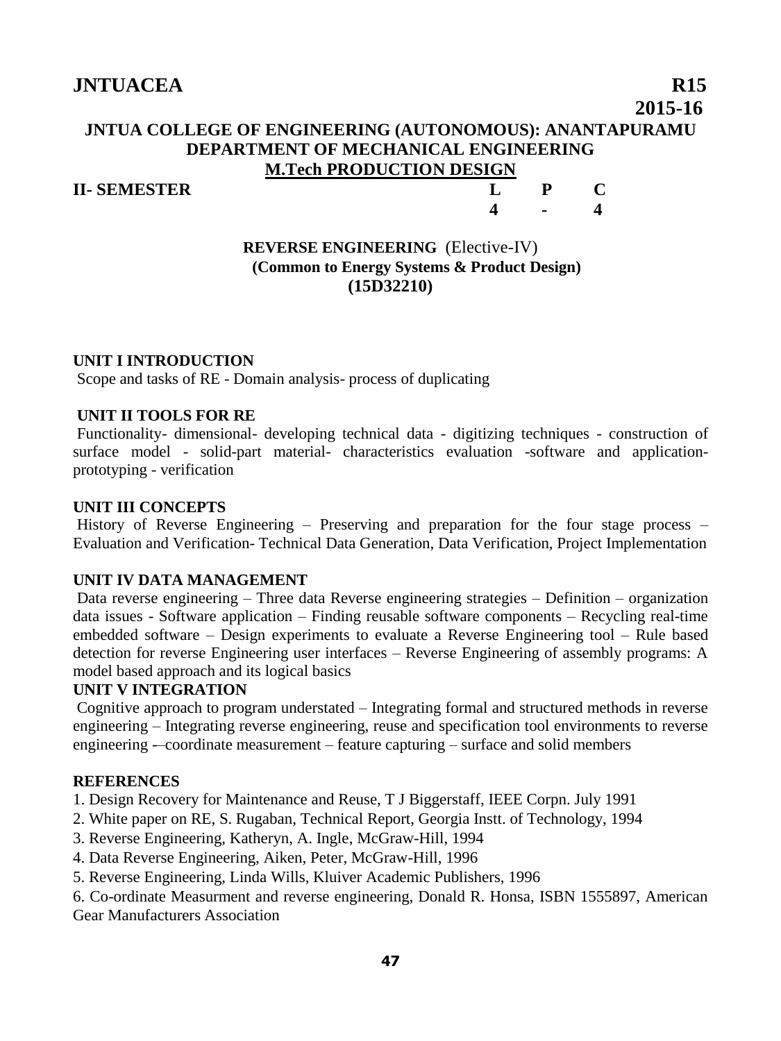**JNTUACEA** **R15**

**2015-16**

## JNTUA COLLEGE OF ENGINEERING (AUTONOMOUS): ANANTAPURAMU
## DEPARTMENT OF MECHANICAL ENGINEERING
## M.Tech PRODUCTION DESIGN

**II- SEMESTER**

| L | P | C |
|---|---|---|
| 4 | - | 4 |

### REVERSE ENGINEERING (Elective-IV)
**(Common to Energy Systems & Product Design)**
**(15D32210)**

**UNIT I INTRODUCTION**

Scope and tasks of RE - Domain analysis- process of duplicating

**UNIT II TOOLS FOR RE**

Functionality- dimensional- developing technical data - digitizing techniques - construction of surface model - solid-part material- characteristics evaluation -software and application- prototyping - verification

**UNIT III CONCEPTS**

History of Reverse Engineering – Preserving and preparation for the four stage process – Evaluation and Verification- Technical Data Generation, Data Verification, Project Implementation

**UNIT IV DATA MANAGEMENT**

Data reverse engineering – Three data Reverse engineering strategies – Definition – organization data issues - Software application – Finding reusable software components – Recycling real-time embedded software – Design experiments to evaluate a Reverse Engineering tool – Rule based detection for reverse Engineering user interfaces – Reverse Engineering of assembly programs: A model based approach and its logical basics

**UNIT V INTEGRATION**

Cognitive approach to program understated – Integrating formal and structured methods in reverse engineering – Integrating reverse engineering, reuse and specification tool environments to reverse engineering -–coordinate measurement – feature capturing – surface and solid members

**REFERENCES**

1. Design Recovery for Maintenance and Reuse, T J Biggerstaff, IEEE Corpn. July 1991
2. White paper on RE, S. Rugaban, Technical Report, Georgia Instt. of Technology, 1994
3. Reverse Engineering, Katheryn, A. Ingle, McGraw-Hill, 1994
4. Data Reverse Engineering, Aiken, Peter, McGraw-Hill, 1996
5. Reverse Engineering, Linda Wills, Kluiver Academic Publishers, 1996
6. Co-ordinate Measurment and reverse engineering, Donald R. Honsa, ISBN 1555897, American Gear Manufacturers Association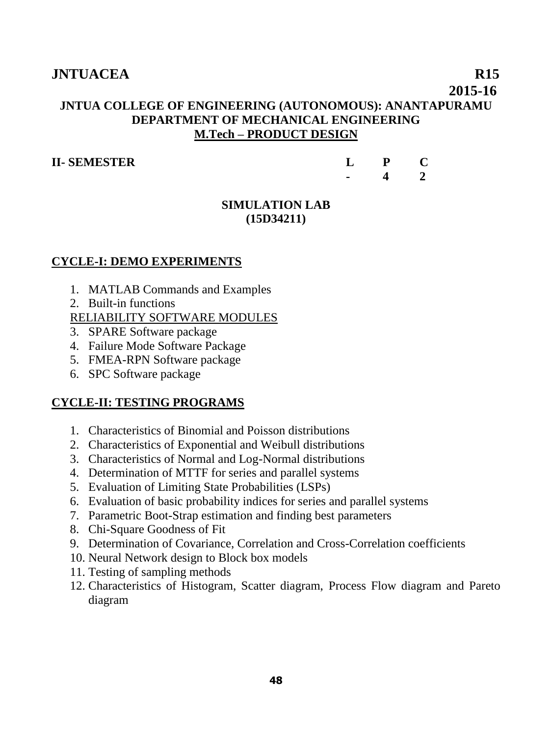**JNTUACEA** **R15**

**2015-16**

**JNTUA COLLEGE OF ENGINEERING (AUTONOMOUS): ANANTAPURAMU**

**DEPARTMENT OF MECHANICAL ENGINEERING**

**M.Tech – PRODUCT DESIGN**

**II- SEMESTER**

| L | P | C |
|---|---|---|
| - | 4 | 2 |

**SIMULATION LAB**
**(15D34211)**

## CYCLE-I: DEMO EXPERIMENTS

1. MATLAB Commands and Examples
2. Built-in functions

RELIABILITY SOFTWARE MODULES

3. SPARE Software package
4. Failure Mode Software Package
5. FMEA-RPN Software package
6. SPC Software package

## CYCLE-II: TESTING PROGRAMS

1. Characteristics of Binomial and Poisson distributions
2. Characteristics of Exponential and Weibull distributions
3. Characteristics of Normal and Log-Normal distributions
4. Determination of MTTF for series and parallel systems
5. Evaluation of Limiting State Probabilities (LSPs)
6. Evaluation of basic probability indices for series and parallel systems
7. Parametric Boot-Strap estimation and finding best parameters
8. Chi-Square Goodness of Fit
9. Determination of Covariance, Correlation and Cross-Correlation coefficients
10. Neural Network design to Block box models
11. Testing of sampling methods
12. Characteristics of Histogram, Scatter diagram, Process Flow diagram and Pareto diagram